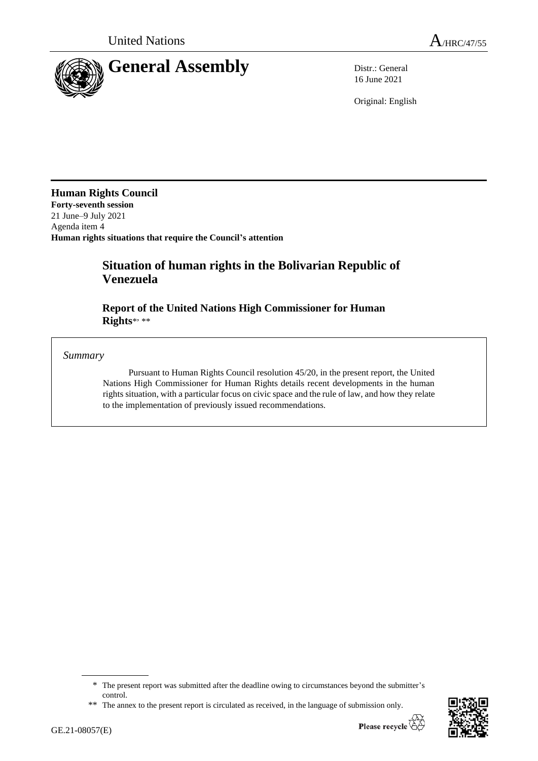United Nations A/HRC/47/55

# General Assembly

Distr.: General
16 June 2021

Original: English

**Human Rights Council**
**Forty-seventh session**
21 June–9 July 2021
Agenda item 4
**Human rights situations that require the Council's attention**

## Situation of human rights in the Bolivarian Republic of Venezuela

### Report of the United Nations High Commissioner for Human Rights*, **

*Summary*

Pursuant to Human Rights Council resolution 45/20, in the present report, the United Nations High Commissioner for Human Rights details recent developments in the human rights situation, with a particular focus on civic space and the rule of law, and how they relate to the implementation of previously issued recommendations.

---

\* The present report was submitted after the deadline owing to circumstances beyond the submitter's control.

\*\* The annex to the present report is circulated as received, in the language of submission only.

GE.21-08057(E)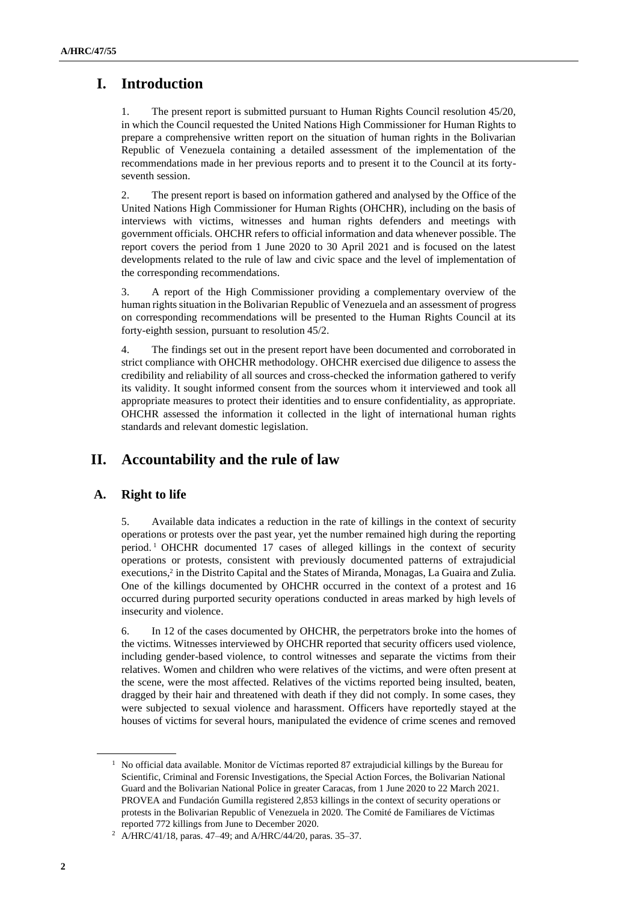# I. Introduction

1. The present report is submitted pursuant to Human Rights Council resolution 45/20, in which the Council requested the United Nations High Commissioner for Human Rights to prepare a comprehensive written report on the situation of human rights in the Bolivarian Republic of Venezuela containing a detailed assessment of the implementation of the recommendations made in her previous reports and to present it to the Council at its forty-seventh session.

2. The present report is based on information gathered and analysed by the Office of the United Nations High Commissioner for Human Rights (OHCHR), including on the basis of interviews with victims, witnesses and human rights defenders and meetings with government officials. OHCHR refers to official information and data whenever possible. The report covers the period from 1 June 2020 to 30 April 2021 and is focused on the latest developments related to the rule of law and civic space and the level of implementation of the corresponding recommendations.

3. A report of the High Commissioner providing a complementary overview of the human rights situation in the Bolivarian Republic of Venezuela and an assessment of progress on corresponding recommendations will be presented to the Human Rights Council at its forty-eighth session, pursuant to resolution 45/2.

4. The findings set out in the present report have been documented and corroborated in strict compliance with OHCHR methodology. OHCHR exercised due diligence to assess the credibility and reliability of all sources and cross-checked the information gathered to verify its validity. It sought informed consent from the sources whom it interviewed and took all appropriate measures to protect their identities and to ensure confidentiality, as appropriate. OHCHR assessed the information it collected in the light of international human rights standards and relevant domestic legislation.

# II. Accountability and the rule of law

## A. Right to life

5. Available data indicates a reduction in the rate of killings in the context of security operations or protests over the past year, yet the number remained high during the reporting period.[1] OHCHR documented 17 cases of alleged killings in the context of security operations or protests, consistent with previously documented patterns of extrajudicial executions,[2] in the Distrito Capital and the States of Miranda, Monagas, La Guaira and Zulia. One of the killings documented by OHCHR occurred in the context of a protest and 16 occurred during purported security operations conducted in areas marked by high levels of insecurity and violence.

6. In 12 of the cases documented by OHCHR, the perpetrators broke into the homes of the victims. Witnesses interviewed by OHCHR reported that security officers used violence, including gender-based violence, to control witnesses and separate the victims from their relatives. Women and children who were relatives of the victims, and were often present at the scene, were the most affected. Relatives of the victims reported being insulted, beaten, dragged by their hair and threatened with death if they did not comply. In some cases, they were subjected to sexual violence and harassment. Officers have reportedly stayed at the houses of victims for several hours, manipulated the evidence of crime scenes and removed

[1] No official data available. Monitor de Víctimas reported 87 extrajudicial killings by the Bureau for Scientific, Criminal and Forensic Investigations, the Special Action Forces, the Bolivarian National Guard and the Bolivarian National Police in greater Caracas, from 1 June 2020 to 22 March 2021. PROVEA and Fundación Gumilla registered 2,853 killings in the context of security operations or protests in the Bolivarian Republic of Venezuela in 2020. The Comité de Familiares de Víctimas reported 772 killings from June to December 2020.

[2] A/HRC/41/18, paras. 47–49; and A/HRC/44/20, paras. 35–37.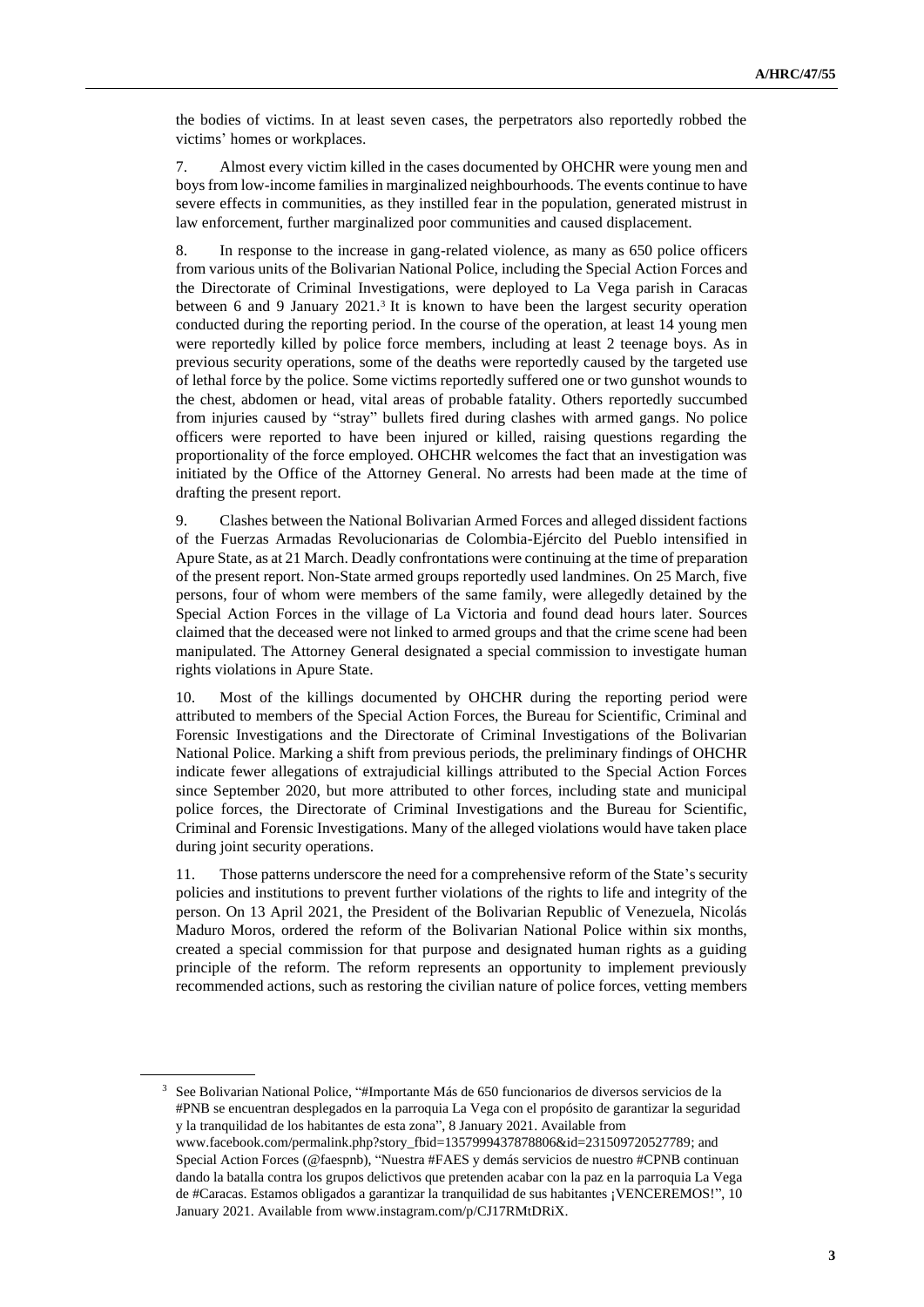the bodies of victims. In at least seven cases, the perpetrators also reportedly robbed the victims' homes or workplaces.

7. Almost every victim killed in the cases documented by OHCHR were young men and boys from low-income families in marginalized neighbourhoods. The events continue to have severe effects in communities, as they instilled fear in the population, generated mistrust in law enforcement, further marginalized poor communities and caused displacement.

8. In response to the increase in gang-related violence, as many as 650 police officers from various units of the Bolivarian National Police, including the Special Action Forces and the Directorate of Criminal Investigations, were deployed to La Vega parish in Caracas between 6 and 9 January 2021.[3] It is known to have been the largest security operation conducted during the reporting period. In the course of the operation, at least 14 young men were reportedly killed by police force members, including at least 2 teenage boys. As in previous security operations, some of the deaths were reportedly caused by the targeted use of lethal force by the police. Some victims reportedly suffered one or two gunshot wounds to the chest, abdomen or head, vital areas of probable fatality. Others reportedly succumbed from injuries caused by "stray" bullets fired during clashes with armed gangs. No police officers were reported to have been injured or killed, raising questions regarding the proportionality of the force employed. OHCHR welcomes the fact that an investigation was initiated by the Office of the Attorney General. No arrests had been made at the time of drafting the present report.

9. Clashes between the National Bolivarian Armed Forces and alleged dissident factions of the Fuerzas Armadas Revolucionarias de Colombia-Ejército del Pueblo intensified in Apure State, as at 21 March. Deadly confrontations were continuing at the time of preparation of the present report. Non-State armed groups reportedly used landmines. On 25 March, five persons, four of whom were members of the same family, were allegedly detained by the Special Action Forces in the village of La Victoria and found dead hours later. Sources claimed that the deceased were not linked to armed groups and that the crime scene had been manipulated. The Attorney General designated a special commission to investigate human rights violations in Apure State.

10. Most of the killings documented by OHCHR during the reporting period were attributed to members of the Special Action Forces, the Bureau for Scientific, Criminal and Forensic Investigations and the Directorate of Criminal Investigations of the Bolivarian National Police. Marking a shift from previous periods, the preliminary findings of OHCHR indicate fewer allegations of extrajudicial killings attributed to the Special Action Forces since September 2020, but more attributed to other forces, including state and municipal police forces, the Directorate of Criminal Investigations and the Bureau for Scientific, Criminal and Forensic Investigations. Many of the alleged violations would have taken place during joint security operations.

11. Those patterns underscore the need for a comprehensive reform of the State's security policies and institutions to prevent further violations of the rights to life and integrity of the person. On 13 April 2021, the President of the Bolivarian Republic of Venezuela, Nicolás Maduro Moros, ordered the reform of the Bolivarian National Police within six months, created a special commission for that purpose and designated human rights as a guiding principle of the reform. The reform represents an opportunity to implement previously recommended actions, such as restoring the civilian nature of police forces, vetting members

---

[3] See Bolivarian National Police, "#Importante Más de 650 funcionarios de diversos servicios de la #PNB se encuentran desplegados en la parroquia La Vega con el propósito de garantizar la seguridad y la tranquilidad de los habitantes de esta zona", 8 January 2021. Available from www.facebook.com/permalink.php?story_fbid=1357999437878806&id=231509720527789; and Special Action Forces (@faespnb), "Nuestra #FAES y demás servicios de nuestro #CPNB continuan dando la batalla contra los grupos delictivos que pretenden acabar con la paz en la parroquia La Vega de #Caracas. Estamos obligados a garantizar la tranquilidad de sus habitantes ¡VENCEREMOS!", 10 January 2021. Available from www.instagram.com/p/CJ17RMtDRiX.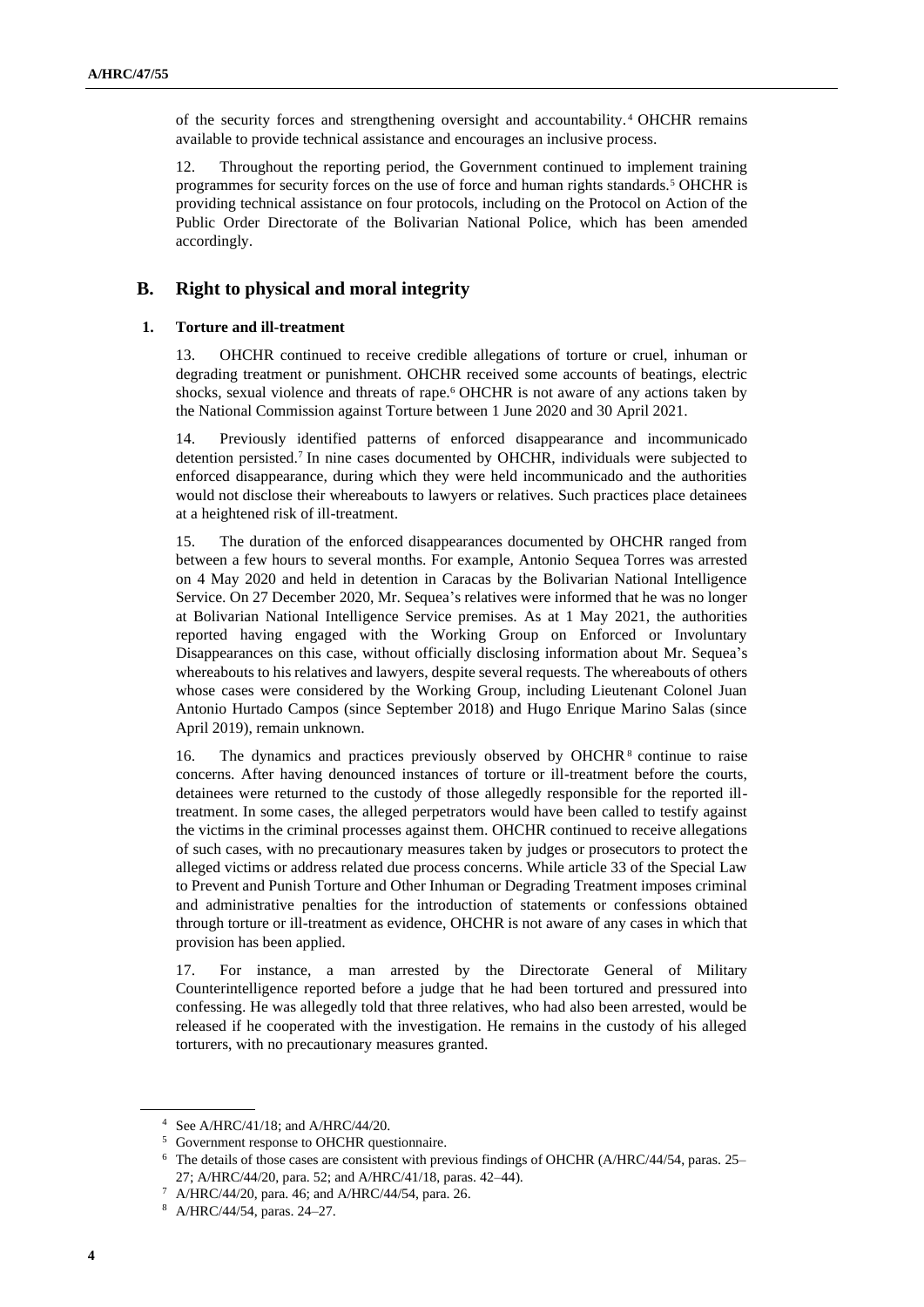of the security forces and strengthening oversight and accountability.[4] OHCHR remains available to provide technical assistance and encourages an inclusive process.

12. Throughout the reporting period, the Government continued to implement training programmes for security forces on the use of force and human rights standards.[5] OHCHR is providing technical assistance on four protocols, including on the Protocol on Action of the Public Order Directorate of the Bolivarian National Police, which has been amended accordingly.

## B. Right to physical and moral integrity

### 1. Torture and ill-treatment

13. OHCHR continued to receive credible allegations of torture or cruel, inhuman or degrading treatment or punishment. OHCHR received some accounts of beatings, electric shocks, sexual violence and threats of rape.[6] OHCHR is not aware of any actions taken by the National Commission against Torture between 1 June 2020 and 30 April 2021.

14. Previously identified patterns of enforced disappearance and incommunicado detention persisted.[7] In nine cases documented by OHCHR, individuals were subjected to enforced disappearance, during which they were held incommunicado and the authorities would not disclose their whereabouts to lawyers or relatives. Such practices place detainees at a heightened risk of ill-treatment.

15. The duration of the enforced disappearances documented by OHCHR ranged from between a few hours to several months. For example, Antonio Sequea Torres was arrested on 4 May 2020 and held in detention in Caracas by the Bolivarian National Intelligence Service. On 27 December 2020, Mr. Sequea's relatives were informed that he was no longer at Bolivarian National Intelligence Service premises. As at 1 May 2021, the authorities reported having engaged with the Working Group on Enforced or Involuntary Disappearances on this case, without officially disclosing information about Mr. Sequea's whereabouts to his relatives and lawyers, despite several requests. The whereabouts of others whose cases were considered by the Working Group, including Lieutenant Colonel Juan Antonio Hurtado Campos (since September 2018) and Hugo Enrique Marino Salas (since April 2019), remain unknown.

16. The dynamics and practices previously observed by OHCHR[8] continue to raise concerns. After having denounced instances of torture or ill-treatment before the courts, detainees were returned to the custody of those allegedly responsible for the reported ill-treatment. In some cases, the alleged perpetrators would have been called to testify against the victims in the criminal processes against them. OHCHR continued to receive allegations of such cases, with no precautionary measures taken by judges or prosecutors to protect the alleged victims or address related due process concerns. While article 33 of the Special Law to Prevent and Punish Torture and Other Inhuman or Degrading Treatment imposes criminal and administrative penalties for the introduction of statements or confessions obtained through torture or ill-treatment as evidence, OHCHR is not aware of any cases in which that provision has been applied.

17. For instance, a man arrested by the Directorate General of Military Counterintelligence reported before a judge that he had been tortured and pressured into confessing. He was allegedly told that three relatives, who had also been arrested, would be released if he cooperated with the investigation. He remains in the custody of his alleged torturers, with no precautionary measures granted.

---

[4] See A/HRC/41/18; and A/HRC/44/20.

[5] Government response to OHCHR questionnaire.

[6] The details of those cases are consistent with previous findings of OHCHR (A/HRC/44/54, paras. 25–27; A/HRC/44/20, para. 52; and A/HRC/41/18, paras. 42–44).

[7] A/HRC/44/20, para. 46; and A/HRC/44/54, para. 26.

[8] A/HRC/44/54, paras. 24–27.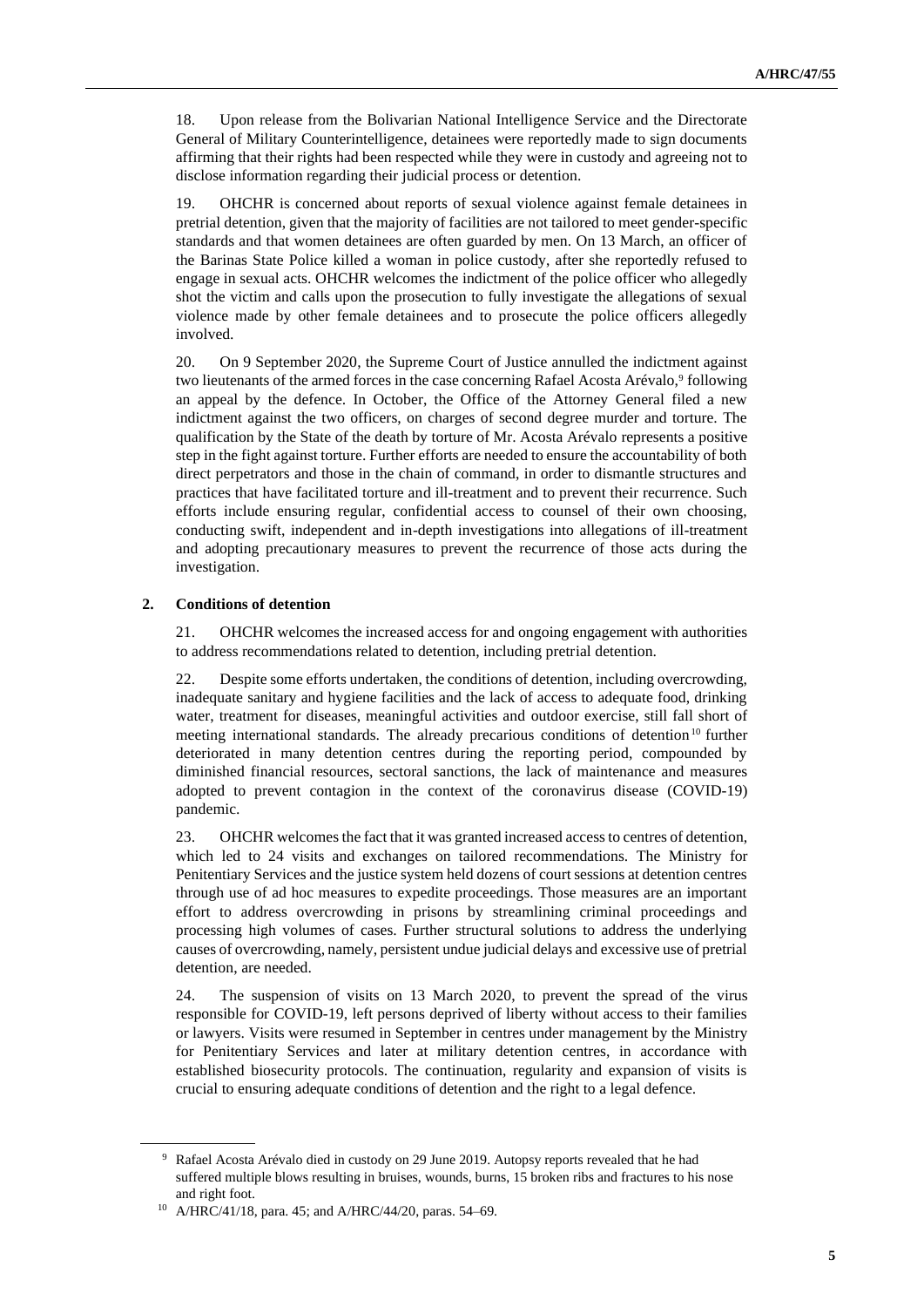18. Upon release from the Bolivarian National Intelligence Service and the Directorate General of Military Counterintelligence, detainees were reportedly made to sign documents affirming that their rights had been respected while they were in custody and agreeing not to disclose information regarding their judicial process or detention.

19. OHCHR is concerned about reports of sexual violence against female detainees in pretrial detention, given that the majority of facilities are not tailored to meet gender-specific standards and that women detainees are often guarded by men. On 13 March, an officer of the Barinas State Police killed a woman in police custody, after she reportedly refused to engage in sexual acts. OHCHR welcomes the indictment of the police officer who allegedly shot the victim and calls upon the prosecution to fully investigate the allegations of sexual violence made by other female detainees and to prosecute the police officers allegedly involved.

20. On 9 September 2020, the Supreme Court of Justice annulled the indictment against two lieutenants of the armed forces in the case concerning Rafael Acosta Arévalo,[9] following an appeal by the defence. In October, the Office of the Attorney General filed a new indictment against the two officers, on charges of second degree murder and torture. The qualification by the State of the death by torture of Mr. Acosta Arévalo represents a positive step in the fight against torture. Further efforts are needed to ensure the accountability of both direct perpetrators and those in the chain of command, in order to dismantle structures and practices that have facilitated torture and ill-treatment and to prevent their recurrence. Such efforts include ensuring regular, confidential access to counsel of their own choosing, conducting swift, independent and in-depth investigations into allegations of ill-treatment and adopting precautionary measures to prevent the recurrence of those acts during the investigation.

### 2. Conditions of detention

21. OHCHR welcomes the increased access for and ongoing engagement with authorities to address recommendations related to detention, including pretrial detention.

22. Despite some efforts undertaken, the conditions of detention, including overcrowding, inadequate sanitary and hygiene facilities and the lack of access to adequate food, drinking water, treatment for diseases, meaningful activities and outdoor exercise, still fall short of meeting international standards. The already precarious conditions of detention[10] further deteriorated in many detention centres during the reporting period, compounded by diminished financial resources, sectoral sanctions, the lack of maintenance and measures adopted to prevent contagion in the context of the coronavirus disease (COVID-19) pandemic.

23. OHCHR welcomes the fact that it was granted increased access to centres of detention, which led to 24 visits and exchanges on tailored recommendations. The Ministry for Penitentiary Services and the justice system held dozens of court sessions at detention centres through use of ad hoc measures to expedite proceedings. Those measures are an important effort to address overcrowding in prisons by streamlining criminal proceedings and processing high volumes of cases. Further structural solutions to address the underlying causes of overcrowding, namely, persistent undue judicial delays and excessive use of pretrial detention, are needed.

24. The suspension of visits on 13 March 2020, to prevent the spread of the virus responsible for COVID-19, left persons deprived of liberty without access to their families or lawyers. Visits were resumed in September in centres under management by the Ministry for Penitentiary Services and later at military detention centres, in accordance with established biosecurity protocols. The continuation, regularity and expansion of visits is crucial to ensuring adequate conditions of detention and the right to a legal defence.

---

[9] Rafael Acosta Arévalo died in custody on 29 June 2019. Autopsy reports revealed that he had suffered multiple blows resulting in bruises, wounds, burns, 15 broken ribs and fractures to his nose and right foot.

[10] A/HRC/41/18, para. 45; and A/HRC/44/20, paras. 54–69.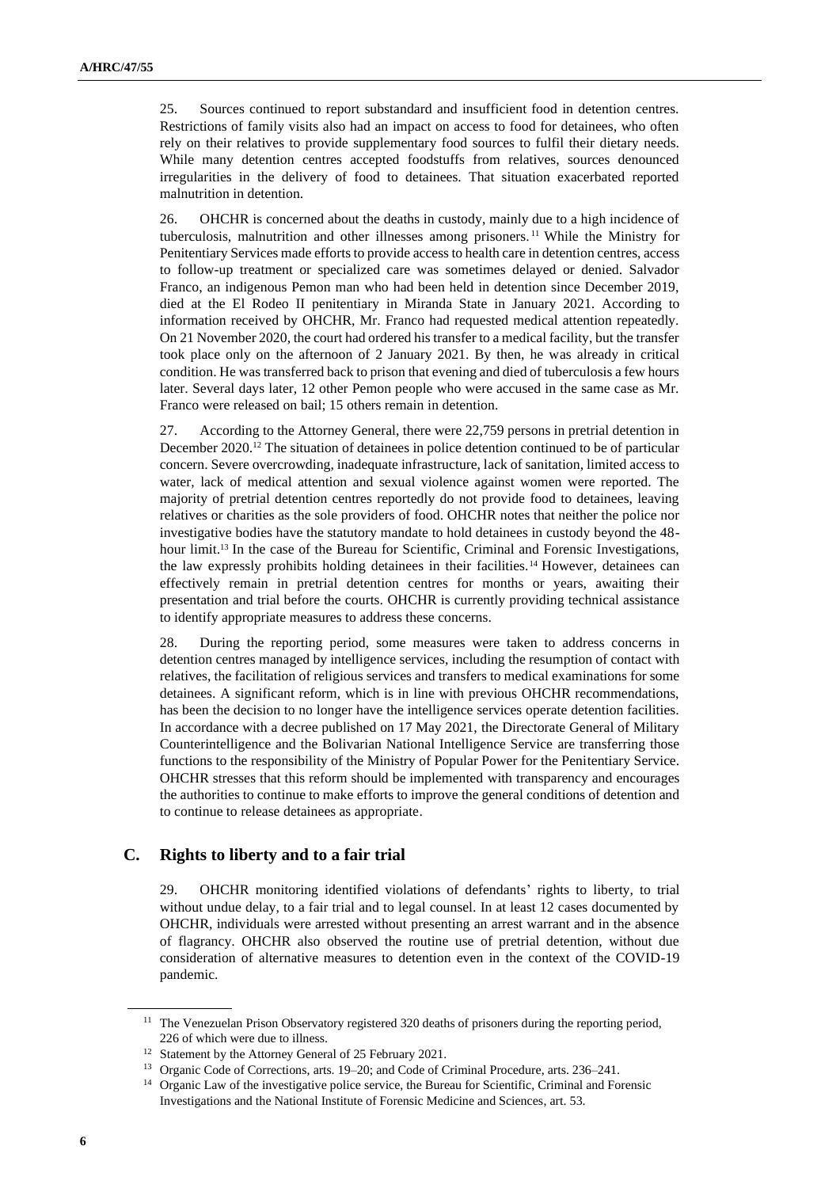25. Sources continued to report substandard and insufficient food in detention centres. Restrictions of family visits also had an impact on access to food for detainees, who often rely on their relatives to provide supplementary food sources to fulfil their dietary needs. While many detention centres accepted foodstuffs from relatives, sources denounced irregularities in the delivery of food to detainees. That situation exacerbated reported malnutrition in detention.

26. OHCHR is concerned about the deaths in custody, mainly due to a high incidence of tuberculosis, malnutrition and other illnesses among prisoners.[11] While the Ministry for Penitentiary Services made efforts to provide access to health care in detention centres, access to follow-up treatment or specialized care was sometimes delayed or denied. Salvador Franco, an indigenous Pemon man who had been held in detention since December 2019, died at the El Rodeo II penitentiary in Miranda State in January 2021. According to information received by OHCHR, Mr. Franco had requested medical attention repeatedly. On 21 November 2020, the court had ordered his transfer to a medical facility, but the transfer took place only on the afternoon of 2 January 2021. By then, he was already in critical condition. He was transferred back to prison that evening and died of tuberculosis a few hours later. Several days later, 12 other Pemon people who were accused in the same case as Mr. Franco were released on bail; 15 others remain in detention.

27. According to the Attorney General, there were 22,759 persons in pretrial detention in December 2020.[12] The situation of detainees in police detention continued to be of particular concern. Severe overcrowding, inadequate infrastructure, lack of sanitation, limited access to water, lack of medical attention and sexual violence against women were reported. The majority of pretrial detention centres reportedly do not provide food to detainees, leaving relatives or charities as the sole providers of food. OHCHR notes that neither the police nor investigative bodies have the statutory mandate to hold detainees in custody beyond the 48-hour limit.[13] In the case of the Bureau for Scientific, Criminal and Forensic Investigations, the law expressly prohibits holding detainees in their facilities.[14] However, detainees can effectively remain in pretrial detention centres for months or years, awaiting their presentation and trial before the courts. OHCHR is currently providing technical assistance to identify appropriate measures to address these concerns.

28. During the reporting period, some measures were taken to address concerns in detention centres managed by intelligence services, including the resumption of contact with relatives, the facilitation of religious services and transfers to medical examinations for some detainees. A significant reform, which is in line with previous OHCHR recommendations, has been the decision to no longer have the intelligence services operate detention facilities. In accordance with a decree published on 17 May 2021, the Directorate General of Military Counterintelligence and the Bolivarian National Intelligence Service are transferring those functions to the responsibility of the Ministry of Popular Power for the Penitentiary Service. OHCHR stresses that this reform should be implemented with transparency and encourages the authorities to continue to make efforts to improve the general conditions of detention and to continue to release detainees as appropriate.

## C. Rights to liberty and to a fair trial

29. OHCHR monitoring identified violations of defendants' rights to liberty, to trial without undue delay, to a fair trial and to legal counsel. In at least 12 cases documented by OHCHR, individuals were arrested without presenting an arrest warrant and in the absence of flagrancy. OHCHR also observed the routine use of pretrial detention, without due consideration of alternative measures to detention even in the context of the COVID-19 pandemic.

---

[11] The Venezuelan Prison Observatory registered 320 deaths of prisoners during the reporting period, 226 of which were due to illness.

[12] Statement by the Attorney General of 25 February 2021.

[13] Organic Code of Corrections, arts. 19–20; and Code of Criminal Procedure, arts. 236–241.

[14] Organic Law of the investigative police service, the Bureau for Scientific, Criminal and Forensic Investigations and the National Institute of Forensic Medicine and Sciences, art. 53.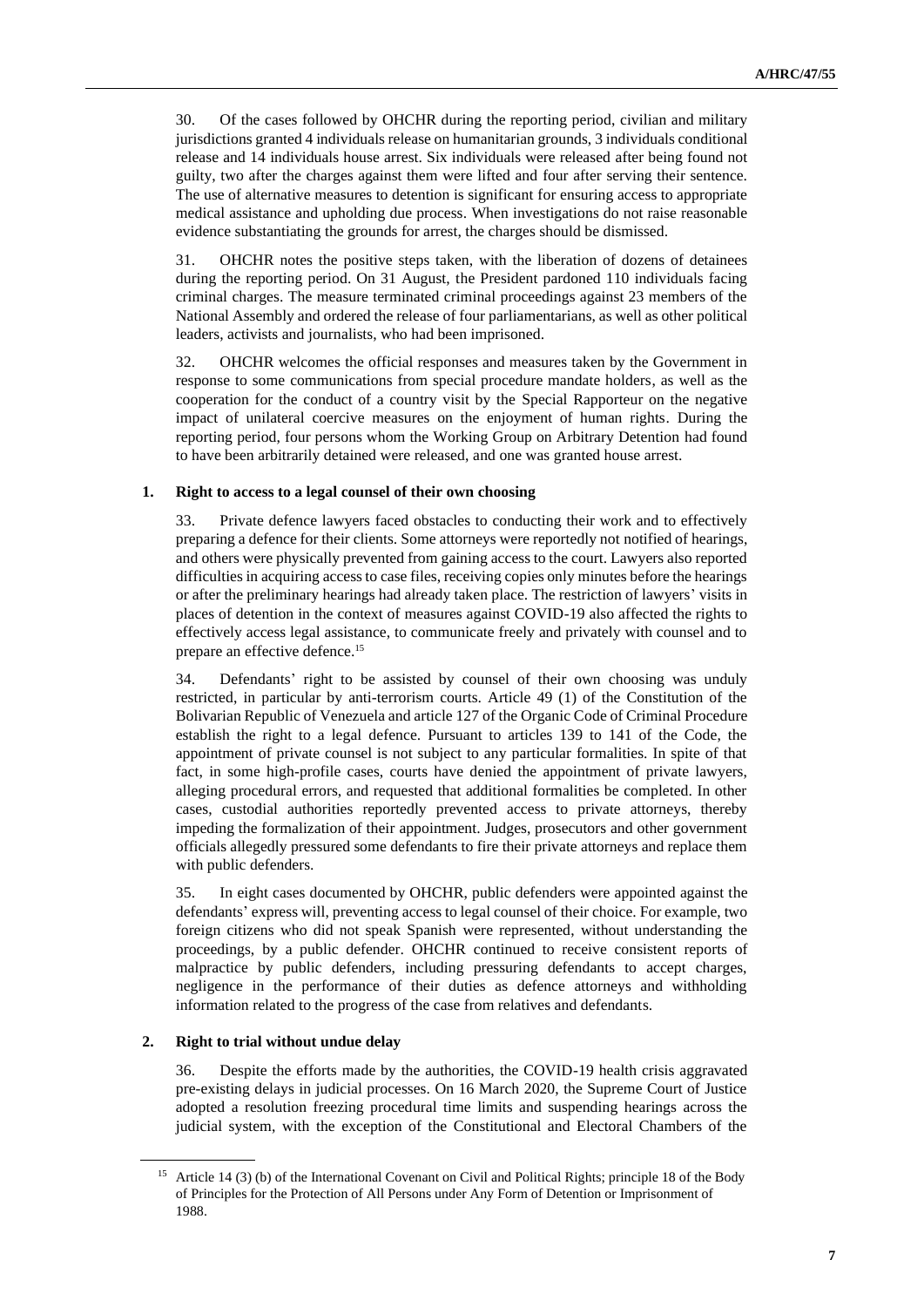30. Of the cases followed by OHCHR during the reporting period, civilian and military jurisdictions granted 4 individuals release on humanitarian grounds, 3 individuals conditional release and 14 individuals house arrest. Six individuals were released after being found not guilty, two after the charges against them were lifted and four after serving their sentence. The use of alternative measures to detention is significant for ensuring access to appropriate medical assistance and upholding due process. When investigations do not raise reasonable evidence substantiating the grounds for arrest, the charges should be dismissed.

31. OHCHR notes the positive steps taken, with the liberation of dozens of detainees during the reporting period. On 31 August, the President pardoned 110 individuals facing criminal charges. The measure terminated criminal proceedings against 23 members of the National Assembly and ordered the release of four parliamentarians, as well as other political leaders, activists and journalists, who had been imprisoned.

32. OHCHR welcomes the official responses and measures taken by the Government in response to some communications from special procedure mandate holders, as well as the cooperation for the conduct of a country visit by the Special Rapporteur on the negative impact of unilateral coercive measures on the enjoyment of human rights. During the reporting period, four persons whom the Working Group on Arbitrary Detention had found to have been arbitrarily detained were released, and one was granted house arrest.

### 1. Right to access to a legal counsel of their own choosing

33. Private defence lawyers faced obstacles to conducting their work and to effectively preparing a defence for their clients. Some attorneys were reportedly not notified of hearings, and others were physically prevented from gaining access to the court. Lawyers also reported difficulties in acquiring access to case files, receiving copies only minutes before the hearings or after the preliminary hearings had already taken place. The restriction of lawyers' visits in places of detention in the context of measures against COVID-19 also affected the rights to effectively access legal assistance, to communicate freely and privately with counsel and to prepare an effective defence.[15]

34. Defendants' right to be assisted by counsel of their own choosing was unduly restricted, in particular by anti-terrorism courts. Article 49 (1) of the Constitution of the Bolivarian Republic of Venezuela and article 127 of the Organic Code of Criminal Procedure establish the right to a legal defence. Pursuant to articles 139 to 141 of the Code, the appointment of private counsel is not subject to any particular formalities. In spite of that fact, in some high-profile cases, courts have denied the appointment of private lawyers, alleging procedural errors, and requested that additional formalities be completed. In other cases, custodial authorities reportedly prevented access to private attorneys, thereby impeding the formalization of their appointment. Judges, prosecutors and other government officials allegedly pressured some defendants to fire their private attorneys and replace them with public defenders.

35. In eight cases documented by OHCHR, public defenders were appointed against the defendants' express will, preventing access to legal counsel of their choice. For example, two foreign citizens who did not speak Spanish were represented, without understanding the proceedings, by a public defender. OHCHR continued to receive consistent reports of malpractice by public defenders, including pressuring defendants to accept charges, negligence in the performance of their duties as defence attorneys and withholding information related to the progress of the case from relatives and defendants.

### 2. Right to trial without undue delay

36. Despite the efforts made by the authorities, the COVID-19 health crisis aggravated pre-existing delays in judicial processes. On 16 March 2020, the Supreme Court of Justice adopted a resolution freezing procedural time limits and suspending hearings across the judicial system, with the exception of the Constitutional and Electoral Chambers of the

---

[15] Article 14 (3) (b) of the International Covenant on Civil and Political Rights; principle 18 of the Body of Principles for the Protection of All Persons under Any Form of Detention or Imprisonment of 1988.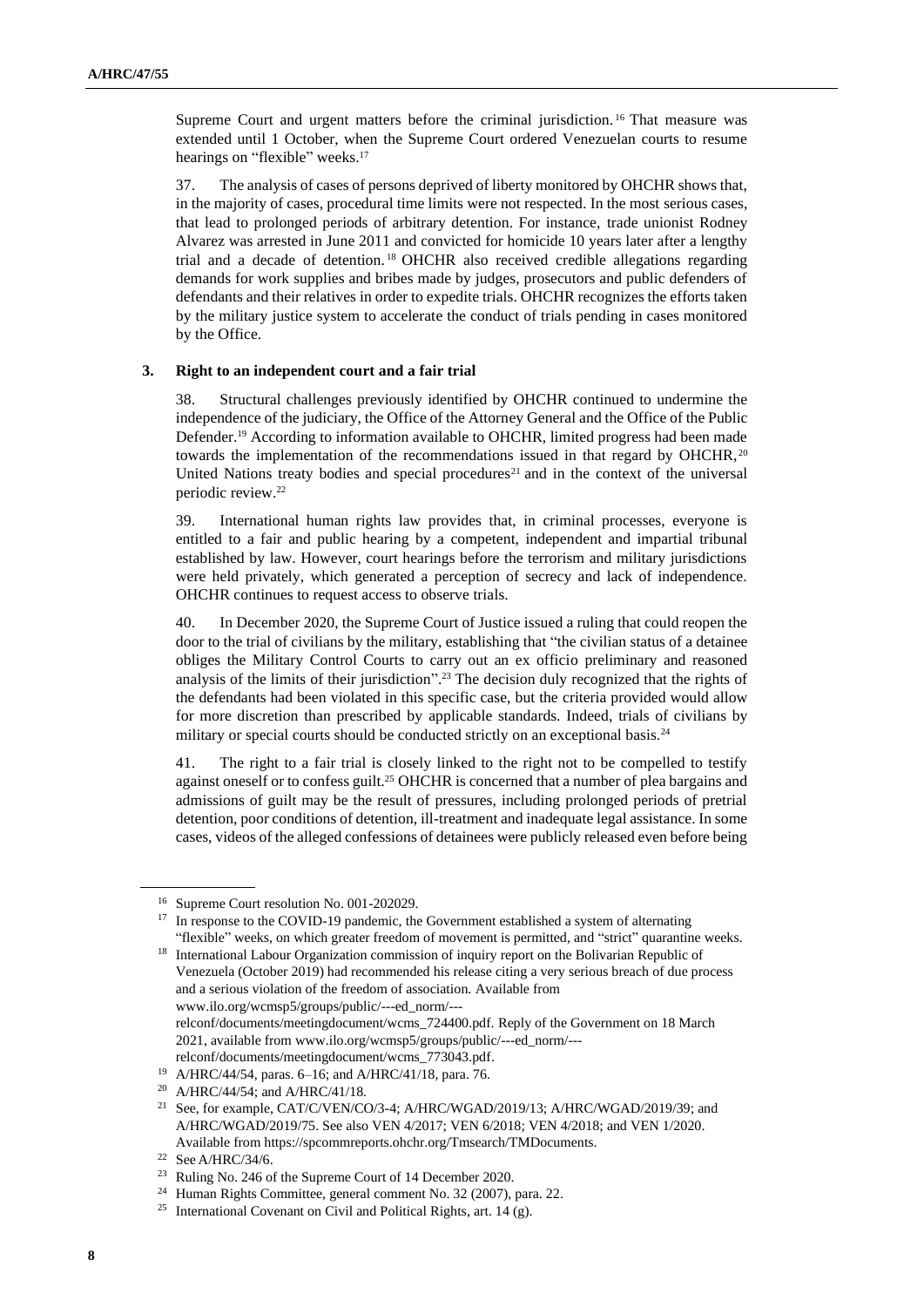Supreme Court and urgent matters before the criminal jurisdiction.[16] That measure was extended until 1 October, when the Supreme Court ordered Venezuelan courts to resume hearings on "flexible" weeks.[17]

37. The analysis of cases of persons deprived of liberty monitored by OHCHR shows that, in the majority of cases, procedural time limits were not respected. In the most serious cases, that lead to prolonged periods of arbitrary detention. For instance, trade unionist Rodney Alvarez was arrested in June 2011 and convicted for homicide 10 years later after a lengthy trial and a decade of detention.[18] OHCHR also received credible allegations regarding demands for work supplies and bribes made by judges, prosecutors and public defenders of defendants and their relatives in order to expedite trials. OHCHR recognizes the efforts taken by the military justice system to accelerate the conduct of trials pending in cases monitored by the Office.

### 3. Right to an independent court and a fair trial

38. Structural challenges previously identified by OHCHR continued to undermine the independence of the judiciary, the Office of the Attorney General and the Office of the Public Defender.[19] According to information available to OHCHR, limited progress had been made towards the implementation of the recommendations issued in that regard by OHCHR,[20] United Nations treaty bodies and special procedures[21] and in the context of the universal periodic review.[22]

39. International human rights law provides that, in criminal processes, everyone is entitled to a fair and public hearing by a competent, independent and impartial tribunal established by law. However, court hearings before the terrorism and military jurisdictions were held privately, which generated a perception of secrecy and lack of independence. OHCHR continues to request access to observe trials.

40. In December 2020, the Supreme Court of Justice issued a ruling that could reopen the door to the trial of civilians by the military, establishing that "the civilian status of a detainee obliges the Military Control Courts to carry out an ex officio preliminary and reasoned analysis of the limits of their jurisdiction".[23] The decision duly recognized that the rights of the defendants had been violated in this specific case, but the criteria provided would allow for more discretion than prescribed by applicable standards. Indeed, trials of civilians by military or special courts should be conducted strictly on an exceptional basis.[24]

41. The right to a fair trial is closely linked to the right not to be compelled to testify against oneself or to confess guilt.[25] OHCHR is concerned that a number of plea bargains and admissions of guilt may be the result of pressures, including prolonged periods of pretrial detention, poor conditions of detention, ill-treatment and inadequate legal assistance. In some cases, videos of the alleged confessions of detainees were publicly released even before being

---

[16] Supreme Court resolution No. 001-202029.

[17] In response to the COVID-19 pandemic, the Government established a system of alternating "flexible" weeks, on which greater freedom of movement is permitted, and "strict" quarantine weeks.

[18] International Labour Organization commission of inquiry report on the Bolivarian Republic of Venezuela (October 2019) had recommended his release citing a very serious breach of due process and a serious violation of the freedom of association. Available from www.ilo.org/wcmsp5/groups/public/---ed_norm/---relconf/documents/meetingdocument/wcms_724400.pdf. Reply of the Government on 18 March 2021, available from www.ilo.org/wcmsp5/groups/public/---ed_norm/---relconf/documents/meetingdocument/wcms_773043.pdf.

[19] A/HRC/44/54, paras. 6–16; and A/HRC/41/18, para. 76.

[20] A/HRC/44/54; and A/HRC/41/18.

[21] See, for example, CAT/C/VEN/CO/3-4; A/HRC/WGAD/2019/13; A/HRC/WGAD/2019/39; and A/HRC/WGAD/2019/75. See also VEN 4/2017; VEN 6/2018; VEN 4/2018; and VEN 1/2020. Available from https://spcommreports.ohchr.org/Tmsearch/TMDocuments.

[22] See A/HRC/34/6.

[23] Ruling No. 246 of the Supreme Court of 14 December 2020.

[24] Human Rights Committee, general comment No. 32 (2007), para. 22.

[25] International Covenant on Civil and Political Rights, art. 14 (g).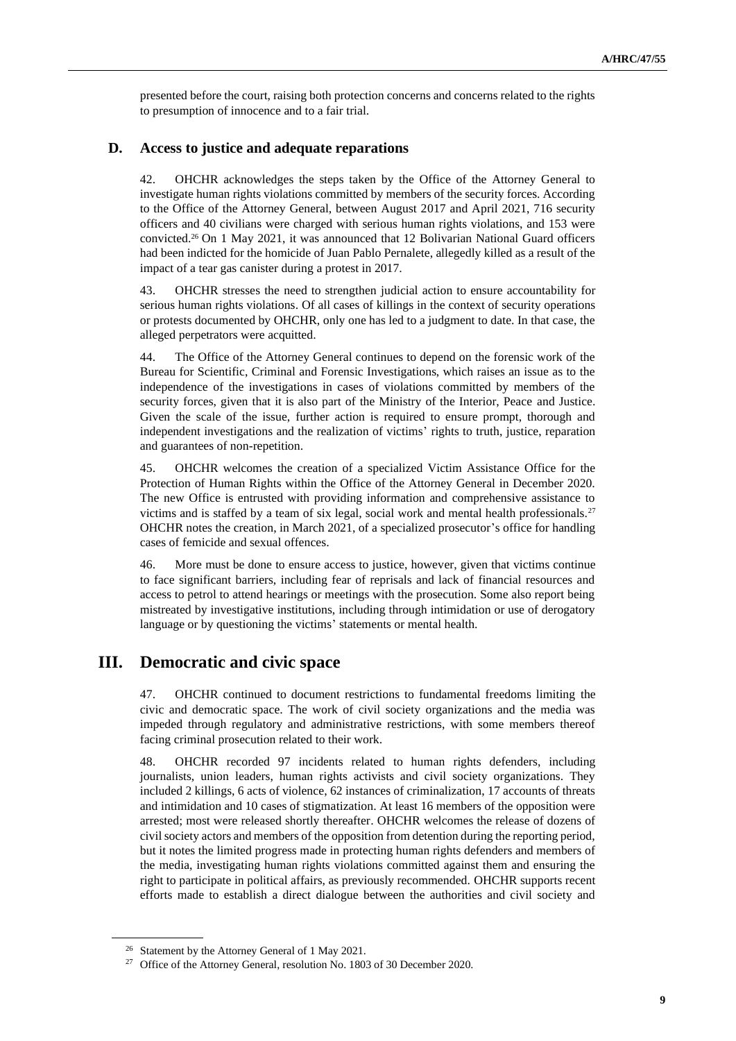presented before the court, raising both protection concerns and concerns related to the rights to presumption of innocence and to a fair trial.

### D. Access to justice and adequate reparations

42. OHCHR acknowledges the steps taken by the Office of the Attorney General to investigate human rights violations committed by members of the security forces. According to the Office of the Attorney General, between August 2017 and April 2021, 716 security officers and 40 civilians were charged with serious human rights violations, and 153 were convicted.[26] On 1 May 2021, it was announced that 12 Bolivarian National Guard officers had been indicted for the homicide of Juan Pablo Pernalete, allegedly killed as a result of the impact of a tear gas canister during a protest in 2017.

43. OHCHR stresses the need to strengthen judicial action to ensure accountability for serious human rights violations. Of all cases of killings in the context of security operations or protests documented by OHCHR, only one has led to a judgment to date. In that case, the alleged perpetrators were acquitted.

44. The Office of the Attorney General continues to depend on the forensic work of the Bureau for Scientific, Criminal and Forensic Investigations, which raises an issue as to the independence of the investigations in cases of violations committed by members of the security forces, given that it is also part of the Ministry of the Interior, Peace and Justice. Given the scale of the issue, further action is required to ensure prompt, thorough and independent investigations and the realization of victims' rights to truth, justice, reparation and guarantees of non-repetition.

45. OHCHR welcomes the creation of a specialized Victim Assistance Office for the Protection of Human Rights within the Office of the Attorney General in December 2020. The new Office is entrusted with providing information and comprehensive assistance to victims and is staffed by a team of six legal, social work and mental health professionals.[27] OHCHR notes the creation, in March 2021, of a specialized prosecutor's office for handling cases of femicide and sexual offences.

46. More must be done to ensure access to justice, however, given that victims continue to face significant barriers, including fear of reprisals and lack of financial resources and access to petrol to attend hearings or meetings with the prosecution. Some also report being mistreated by investigative institutions, including through intimidation or use of derogatory language or by questioning the victims' statements or mental health.

## III. Democratic and civic space

47. OHCHR continued to document restrictions to fundamental freedoms limiting the civic and democratic space. The work of civil society organizations and the media was impeded through regulatory and administrative restrictions, with some members thereof facing criminal prosecution related to their work.

48. OHCHR recorded 97 incidents related to human rights defenders, including journalists, union leaders, human rights activists and civil society organizations. They included 2 killings, 6 acts of violence, 62 instances of criminalization, 17 accounts of threats and intimidation and 10 cases of stigmatization. At least 16 members of the opposition were arrested; most were released shortly thereafter. OHCHR welcomes the release of dozens of civil society actors and members of the opposition from detention during the reporting period, but it notes the limited progress made in protecting human rights defenders and members of the media, investigating human rights violations committed against them and ensuring the right to participate in political affairs, as previously recommended. OHCHR supports recent efforts made to establish a direct dialogue between the authorities and civil society and

[26] Statement by the Attorney General of 1 May 2021.

[27] Office of the Attorney General, resolution No. 1803 of 30 December 2020.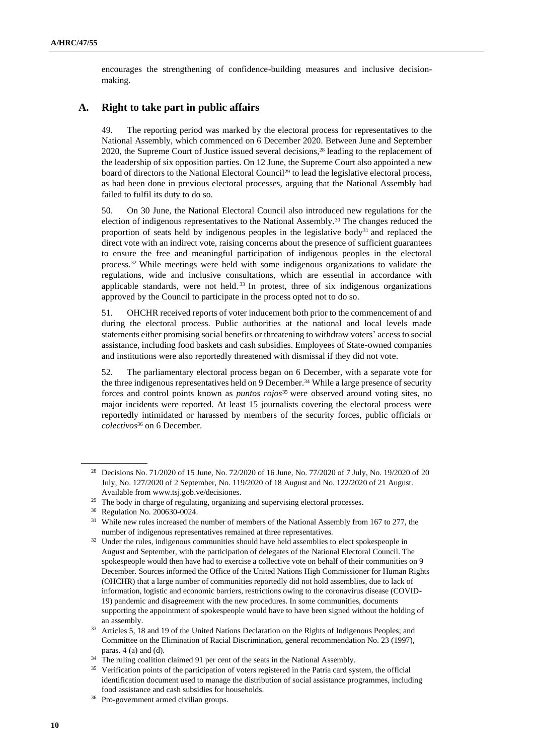encourages the strengthening of confidence-building measures and inclusive decision-making.

## A. Right to take part in public affairs

49. The reporting period was marked by the electoral process for representatives to the National Assembly, which commenced on 6 December 2020. Between June and September 2020, the Supreme Court of Justice issued several decisions,[28] leading to the replacement of the leadership of six opposition parties. On 12 June, the Supreme Court also appointed a new board of directors to the National Electoral Council[29] to lead the legislative electoral process, as had been done in previous electoral processes, arguing that the National Assembly had failed to fulfil its duty to do so.

50. On 30 June, the National Electoral Council also introduced new regulations for the election of indigenous representatives to the National Assembly.[30] The changes reduced the proportion of seats held by indigenous peoples in the legislative body[31] and replaced the direct vote with an indirect vote, raising concerns about the presence of sufficient guarantees to ensure the free and meaningful participation of indigenous peoples in the electoral process.[32] While meetings were held with some indigenous organizations to validate the regulations, wide and inclusive consultations, which are essential in accordance with applicable standards, were not held.[33] In protest, three of six indigenous organizations approved by the Council to participate in the process opted not to do so.

51. OHCHR received reports of voter inducement both prior to the commencement of and during the electoral process. Public authorities at the national and local levels made statements either promising social benefits or threatening to withdraw voters' access to social assistance, including food baskets and cash subsidies. Employees of State-owned companies and institutions were also reportedly threatened with dismissal if they did not vote.

52. The parliamentary electoral process began on 6 December, with a separate vote for the three indigenous representatives held on 9 December.[34] While a large presence of security forces and control points known as *puntos rojos*[35] were observed around voting sites, no major incidents were reported. At least 15 journalists covering the electoral process were reportedly intimidated or harassed by members of the security forces, public officials or *colectivos*[36] on 6 December.

---

[28] Decisions No. 71/2020 of 15 June, No. 72/2020 of 16 June, No. 77/2020 of 7 July, No. 19/2020 of 20 July, No. 127/2020 of 2 September, No. 119/2020 of 18 August and No. 122/2020 of 21 August. Available from www.tsj.gob.ve/decisiones.

[29] The body in charge of regulating, organizing and supervising electoral processes.

[30] Regulation No. 200630-0024.

[31] While new rules increased the number of members of the National Assembly from 167 to 277, the number of indigenous representatives remained at three representatives.

[32] Under the rules, indigenous communities should have held assemblies to elect spokespeople in August and September, with the participation of delegates of the National Electoral Council. The spokespeople would then have had to exercise a collective vote on behalf of their communities on 9 December. Sources informed the Office of the United Nations High Commissioner for Human Rights (OHCHR) that a large number of communities reportedly did not hold assemblies, due to lack of information, logistic and economic barriers, restrictions owing to the coronavirus disease (COVID-19) pandemic and disagreement with the new procedures. In some communities, documents supporting the appointment of spokespeople would have to have been signed without the holding of an assembly.

[33] Articles 5, 18 and 19 of the United Nations Declaration on the Rights of Indigenous Peoples; and Committee on the Elimination of Racial Discrimination, general recommendation No. 23 (1997), paras. 4 (a) and (d).

[34] The ruling coalition claimed 91 per cent of the seats in the National Assembly.

[35] Verification points of the participation of voters registered in the Patria card system, the official identification document used to manage the distribution of social assistance programmes, including food assistance and cash subsidies for households.

[36] Pro-government armed civilian groups.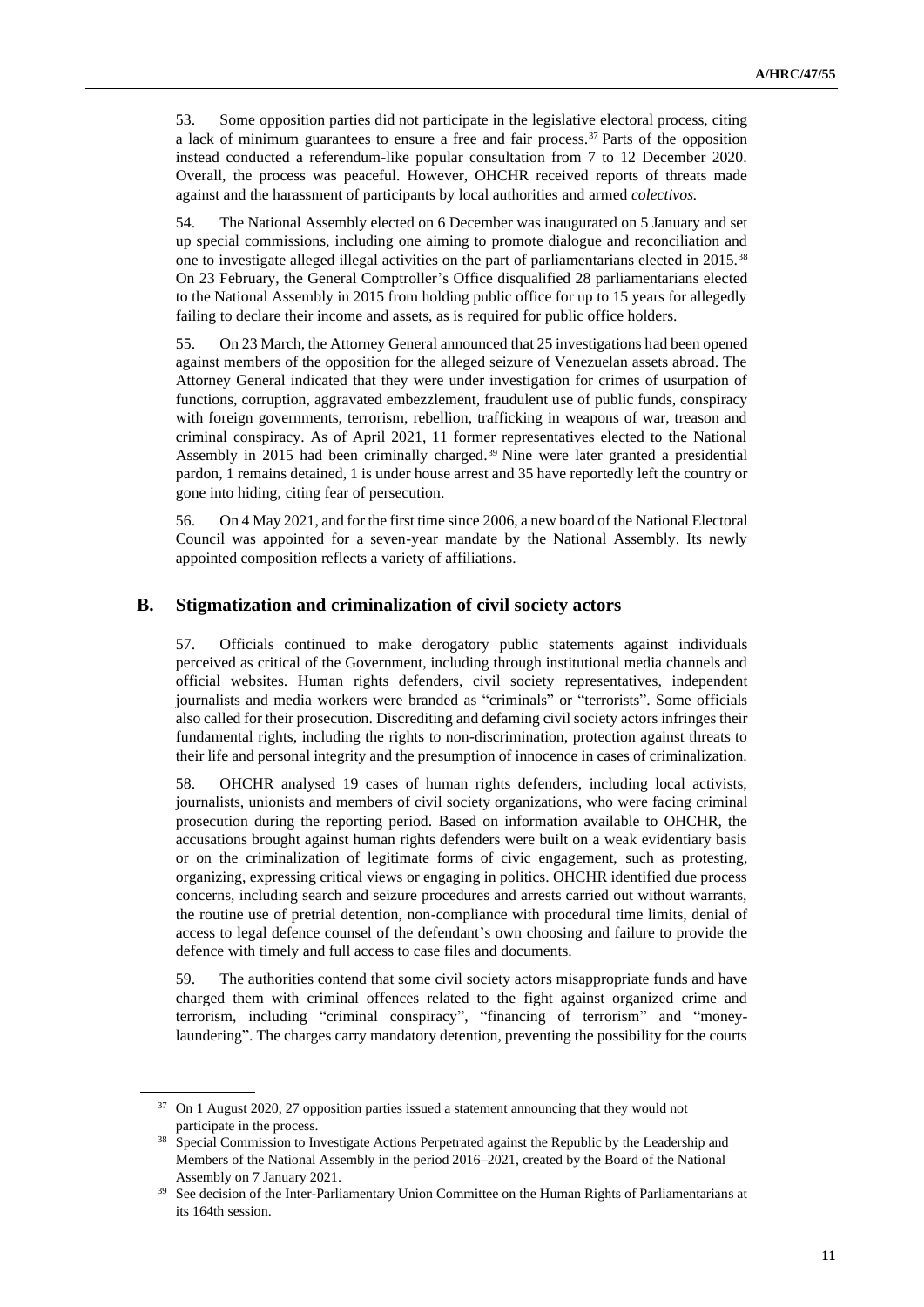53. Some opposition parties did not participate in the legislative electoral process, citing a lack of minimum guarantees to ensure a free and fair process.[37] Parts of the opposition instead conducted a referendum-like popular consultation from 7 to 12 December 2020. Overall, the process was peaceful. However, OHCHR received reports of threats made against and the harassment of participants by local authorities and armed *colectivos.*

54. The National Assembly elected on 6 December was inaugurated on 5 January and set up special commissions, including one aiming to promote dialogue and reconciliation and one to investigate alleged illegal activities on the part of parliamentarians elected in 2015.[38] On 23 February, the General Comptroller's Office disqualified 28 parliamentarians elected to the National Assembly in 2015 from holding public office for up to 15 years for allegedly failing to declare their income and assets, as is required for public office holders.

55. On 23 March, the Attorney General announced that 25 investigations had been opened against members of the opposition for the alleged seizure of Venezuelan assets abroad. The Attorney General indicated that they were under investigation for crimes of usurpation of functions, corruption, aggravated embezzlement, fraudulent use of public funds, conspiracy with foreign governments, terrorism, rebellion, trafficking in weapons of war, treason and criminal conspiracy. As of April 2021, 11 former representatives elected to the National Assembly in 2015 had been criminally charged.[39] Nine were later granted a presidential pardon, 1 remains detained, 1 is under house arrest and 35 have reportedly left the country or gone into hiding, citing fear of persecution.

56. On 4 May 2021, and for the first time since 2006, a new board of the National Electoral Council was appointed for a seven-year mandate by the National Assembly. Its newly appointed composition reflects a variety of affiliations.

## B. Stigmatization and criminalization of civil society actors

57. Officials continued to make derogatory public statements against individuals perceived as critical of the Government, including through institutional media channels and official websites. Human rights defenders, civil society representatives, independent journalists and media workers were branded as "criminals" or "terrorists". Some officials also called for their prosecution. Discrediting and defaming civil society actors infringes their fundamental rights, including the rights to non-discrimination, protection against threats to their life and personal integrity and the presumption of innocence in cases of criminalization.

58. OHCHR analysed 19 cases of human rights defenders, including local activists, journalists, unionists and members of civil society organizations, who were facing criminal prosecution during the reporting period. Based on information available to OHCHR, the accusations brought against human rights defenders were built on a weak evidentiary basis or on the criminalization of legitimate forms of civic engagement, such as protesting, organizing, expressing critical views or engaging in politics. OHCHR identified due process concerns, including search and seizure procedures and arrests carried out without warrants, the routine use of pretrial detention, non-compliance with procedural time limits, denial of access to legal defence counsel of the defendant's own choosing and failure to provide the defence with timely and full access to case files and documents.

59. The authorities contend that some civil society actors misappropriate funds and have charged them with criminal offences related to the fight against organized crime and terrorism, including "criminal conspiracy", "financing of terrorism" and "money-laundering". The charges carry mandatory detention, preventing the possibility for the courts

---

[37] On 1 August 2020, 27 opposition parties issued a statement announcing that they would not participate in the process.

[38] Special Commission to Investigate Actions Perpetrated against the Republic by the Leadership and Members of the National Assembly in the period 2016–2021, created by the Board of the National Assembly on 7 January 2021.

[39] See decision of the Inter-Parliamentary Union Committee on the Human Rights of Parliamentarians at its 164th session.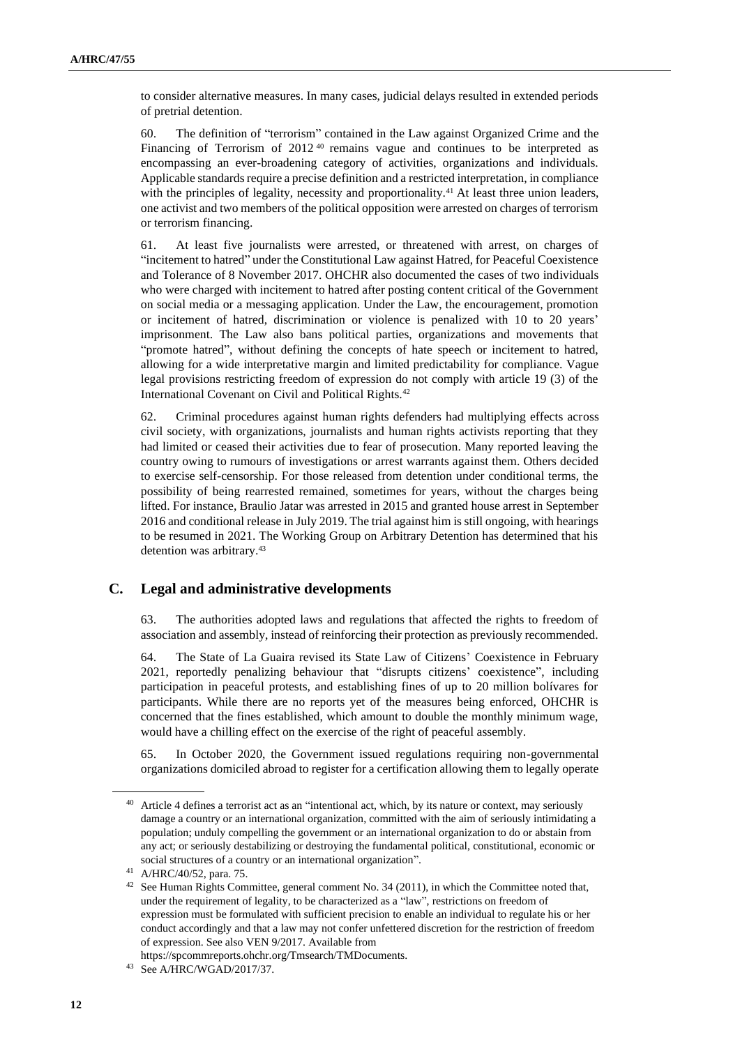to consider alternative measures. In many cases, judicial delays resulted in extended periods of pretrial detention.

60. The definition of "terrorism" contained in the Law against Organized Crime and the Financing of Terrorism of 2012 [40] remains vague and continues to be interpreted as encompassing an ever-broadening category of activities, organizations and individuals. Applicable standards require a precise definition and a restricted interpretation, in compliance with the principles of legality, necessity and proportionality.[41] At least three union leaders, one activist and two members of the political opposition were arrested on charges of terrorism or terrorism financing.

61. At least five journalists were arrested, or threatened with arrest, on charges of "incitement to hatred" under the Constitutional Law against Hatred, for Peaceful Coexistence and Tolerance of 8 November 2017. OHCHR also documented the cases of two individuals who were charged with incitement to hatred after posting content critical of the Government on social media or a messaging application. Under the Law, the encouragement, promotion or incitement of hatred, discrimination or violence is penalized with 10 to 20 years' imprisonment. The Law also bans political parties, organizations and movements that "promote hatred", without defining the concepts of hate speech or incitement to hatred, allowing for a wide interpretative margin and limited predictability for compliance. Vague legal provisions restricting freedom of expression do not comply with article 19 (3) of the International Covenant on Civil and Political Rights.[42]

62. Criminal procedures against human rights defenders had multiplying effects across civil society, with organizations, journalists and human rights activists reporting that they had limited or ceased their activities due to fear of prosecution. Many reported leaving the country owing to rumours of investigations or arrest warrants against them. Others decided to exercise self-censorship. For those released from detention under conditional terms, the possibility of being rearrested remained, sometimes for years, without the charges being lifted. For instance, Braulio Jatar was arrested in 2015 and granted house arrest in September 2016 and conditional release in July 2019. The trial against him is still ongoing, with hearings to be resumed in 2021. The Working Group on Arbitrary Detention has determined that his detention was arbitrary.[43]

## C. Legal and administrative developments

63. The authorities adopted laws and regulations that affected the rights to freedom of association and assembly, instead of reinforcing their protection as previously recommended.

64. The State of La Guaira revised its State Law of Citizens' Coexistence in February 2021, reportedly penalizing behaviour that "disrupts citizens' coexistence", including participation in peaceful protests, and establishing fines of up to 20 million bolívares for participants. While there are no reports yet of the measures being enforced, OHCHR is concerned that the fines established, which amount to double the monthly minimum wage, would have a chilling effect on the exercise of the right of peaceful assembly.

65. In October 2020, the Government issued regulations requiring non-governmental organizations domiciled abroad to register for a certification allowing them to legally operate

---

[40] Article 4 defines a terrorist act as an "intentional act, which, by its nature or context, may seriously damage a country or an international organization, committed with the aim of seriously intimidating a population; unduly compelling the government or an international organization to do or abstain from any act; or seriously destabilizing or destroying the fundamental political, constitutional, economic or social structures of a country or an international organization".

[41] A/HRC/40/52, para. 75.

[42] See Human Rights Committee, general comment No. 34 (2011), in which the Committee noted that, under the requirement of legality, to be characterized as a "law", restrictions on freedom of expression must be formulated with sufficient precision to enable an individual to regulate his or her conduct accordingly and that a law may not confer unfettered discretion for the restriction of freedom of expression. See also VEN 9/2017. Available from https://spcommreports.ohchr.org/Tmsearch/TMDocuments.

[43] See A/HRC/WGAD/2017/37.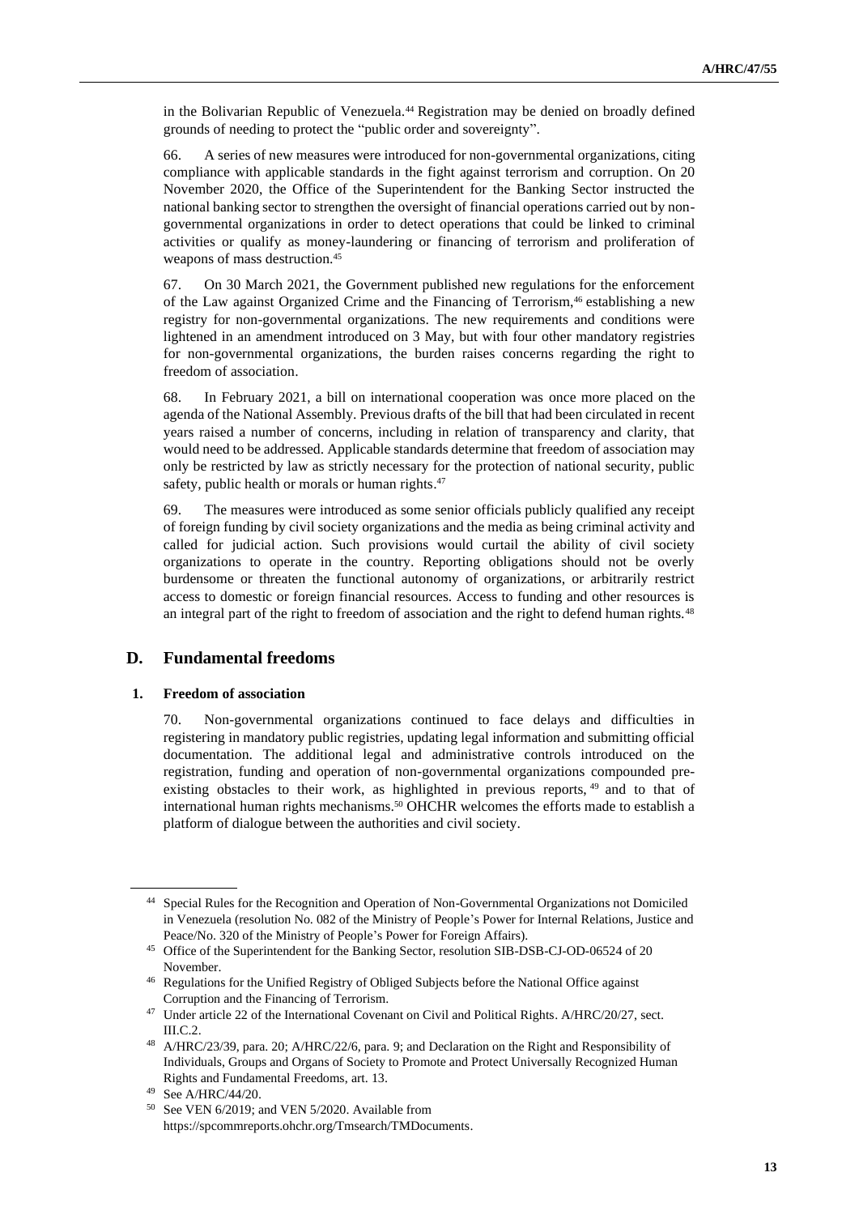in the Bolivarian Republic of Venezuela.[44] Registration may be denied on broadly defined grounds of needing to protect the "public order and sovereignty".

66. A series of new measures were introduced for non-governmental organizations, citing compliance with applicable standards in the fight against terrorism and corruption. On 20 November 2020, the Office of the Superintendent for the Banking Sector instructed the national banking sector to strengthen the oversight of financial operations carried out by non-governmental organizations in order to detect operations that could be linked to criminal activities or qualify as money-laundering or financing of terrorism and proliferation of weapons of mass destruction.[45]

67. On 30 March 2021, the Government published new regulations for the enforcement of the Law against Organized Crime and the Financing of Terrorism,[46] establishing a new registry for non-governmental organizations. The new requirements and conditions were lightened in an amendment introduced on 3 May, but with four other mandatory registries for non-governmental organizations, the burden raises concerns regarding the right to freedom of association.

68. In February 2021, a bill on international cooperation was once more placed on the agenda of the National Assembly. Previous drafts of the bill that had been circulated in recent years raised a number of concerns, including in relation of transparency and clarity, that would need to be addressed. Applicable standards determine that freedom of association may only be restricted by law as strictly necessary for the protection of national security, public safety, public health or morals or human rights.[47]

69. The measures were introduced as some senior officials publicly qualified any receipt of foreign funding by civil society organizations and the media as being criminal activity and called for judicial action. Such provisions would curtail the ability of civil society organizations to operate in the country. Reporting obligations should not be overly burdensome or threaten the functional autonomy of organizations, or arbitrarily restrict access to domestic or foreign financial resources. Access to funding and other resources is an integral part of the right to freedom of association and the right to defend human rights.[48]

## D. Fundamental freedoms

### 1. Freedom of association

70. Non-governmental organizations continued to face delays and difficulties in registering in mandatory public registries, updating legal information and submitting official documentation. The additional legal and administrative controls introduced on the registration, funding and operation of non-governmental organizations compounded pre-existing obstacles to their work, as highlighted in previous reports,[49] and to that of international human rights mechanisms.[50] OHCHR welcomes the efforts made to establish a platform of dialogue between the authorities and civil society.

---

[44] Special Rules for the Recognition and Operation of Non-Governmental Organizations not Domiciled in Venezuela (resolution No. 082 of the Ministry of People's Power for Internal Relations, Justice and Peace/No. 320 of the Ministry of People's Power for Foreign Affairs).

[45] Office of the Superintendent for the Banking Sector, resolution SIB-DSB-CJ-OD-06524 of 20 November.

[46] Regulations for the Unified Registry of Obliged Subjects before the National Office against Corruption and the Financing of Terrorism.

[47] Under article 22 of the International Covenant on Civil and Political Rights. A/HRC/20/27, sect. III.C.2.

[48] A/HRC/23/39, para. 20; A/HRC/22/6, para. 9; and Declaration on the Right and Responsibility of Individuals, Groups and Organs of Society to Promote and Protect Universally Recognized Human Rights and Fundamental Freedoms, art. 13.

[49] See A/HRC/44/20.

[50] See VEN 6/2019; and VEN 5/2020. Available from https://spcommreports.ohchr.org/Tmsearch/TMDocuments.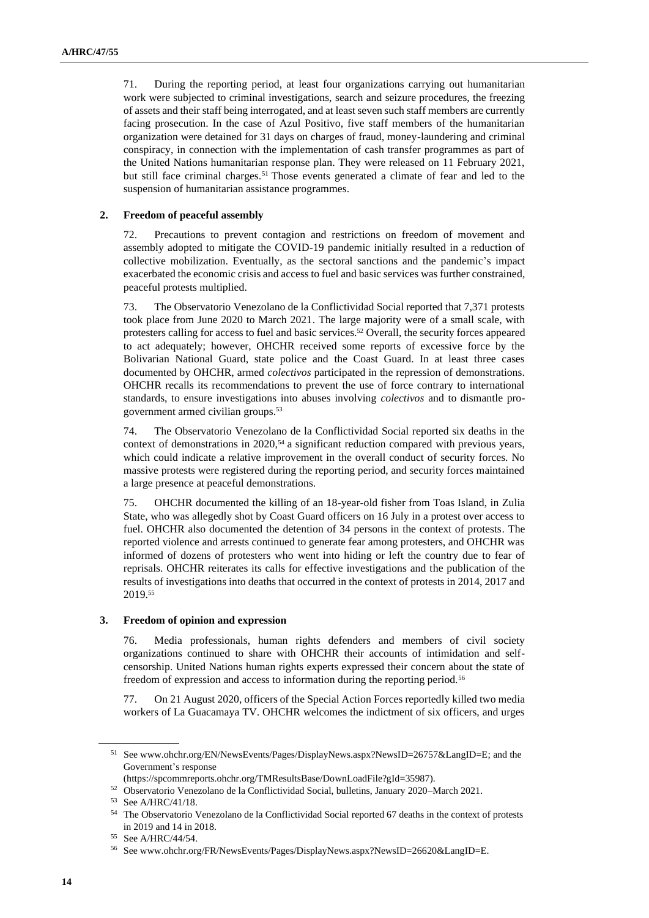71. During the reporting period, at least four organizations carrying out humanitarian work were subjected to criminal investigations, search and seizure procedures, the freezing of assets and their staff being interrogated, and at least seven such staff members are currently facing prosecution. In the case of Azul Positivo, five staff members of the humanitarian organization were detained for 31 days on charges of fraud, money-laundering and criminal conspiracy, in connection with the implementation of cash transfer programmes as part of the United Nations humanitarian response plan. They were released on 11 February 2021, but still face criminal charges.[51] Those events generated a climate of fear and led to the suspension of humanitarian assistance programmes.

### 2. Freedom of peaceful assembly

72. Precautions to prevent contagion and restrictions on freedom of movement and assembly adopted to mitigate the COVID-19 pandemic initially resulted in a reduction of collective mobilization. Eventually, as the sectoral sanctions and the pandemic's impact exacerbated the economic crisis and access to fuel and basic services was further constrained, peaceful protests multiplied.

73. The Observatorio Venezolano de la Conflictividad Social reported that 7,371 protests took place from June 2020 to March 2021. The large majority were of a small scale, with protesters calling for access to fuel and basic services.[52] Overall, the security forces appeared to act adequately; however, OHCHR received some reports of excessive force by the Bolivarian National Guard, state police and the Coast Guard. In at least three cases documented by OHCHR, armed *colectivos* participated in the repression of demonstrations. OHCHR recalls its recommendations to prevent the use of force contrary to international standards, to ensure investigations into abuses involving *colectivos* and to dismantle pro-government armed civilian groups.[53]

74. The Observatorio Venezolano de la Conflictividad Social reported six deaths in the context of demonstrations in 2020,[54] a significant reduction compared with previous years, which could indicate a relative improvement in the overall conduct of security forces. No massive protests were registered during the reporting period, and security forces maintained a large presence at peaceful demonstrations.

75. OHCHR documented the killing of an 18-year-old fisher from Toas Island, in Zulia State, who was allegedly shot by Coast Guard officers on 16 July in a protest over access to fuel. OHCHR also documented the detention of 34 persons in the context of protests. The reported violence and arrests continued to generate fear among protesters, and OHCHR was informed of dozens of protesters who went into hiding or left the country due to fear of reprisals. OHCHR reiterates its calls for effective investigations and the publication of the results of investigations into deaths that occurred in the context of protests in 2014, 2017 and 2019.[55]

### 3. Freedom of opinion and expression

76. Media professionals, human rights defenders and members of civil society organizations continued to share with OHCHR their accounts of intimidation and self-censorship. United Nations human rights experts expressed their concern about the state of freedom of expression and access to information during the reporting period.[56]

77. On 21 August 2020, officers of the Special Action Forces reportedly killed two media workers of La Guacamaya TV. OHCHR welcomes the indictment of six officers, and urges

---

[51] See www.ohchr.org/EN/NewsEvents/Pages/DisplayNews.aspx?NewsID=26757&LangID=E; and the Government's response (https://spcommreports.ohchr.org/TMResultsBase/DownLoadFile?gId=35987).

[52] Observatorio Venezolano de la Conflictividad Social, bulletins, January 2020–March 2021.

[53] See A/HRC/41/18.

[54] The Observatorio Venezolano de la Conflictividad Social reported 67 deaths in the context of protests in 2019 and 14 in 2018.

[55] See A/HRC/44/54.

[56] See www.ohchr.org/FR/NewsEvents/Pages/DisplayNews.aspx?NewsID=26620&LangID=E.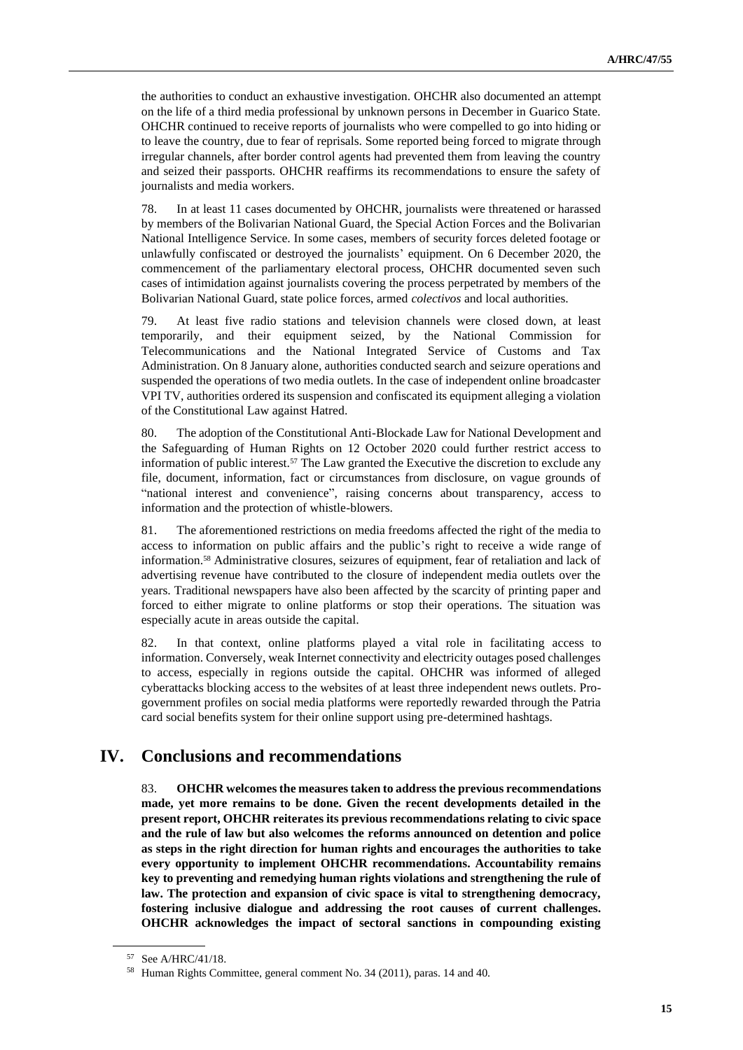the authorities to conduct an exhaustive investigation. OHCHR also documented an attempt on the life of a third media professional by unknown persons in December in Guarico State. OHCHR continued to receive reports of journalists who were compelled to go into hiding or to leave the country, due to fear of reprisals. Some reported being forced to migrate through irregular channels, after border control agents had prevented them from leaving the country and seized their passports. OHCHR reaffirms its recommendations to ensure the safety of journalists and media workers.

78. In at least 11 cases documented by OHCHR, journalists were threatened or harassed by members of the Bolivarian National Guard, the Special Action Forces and the Bolivarian National Intelligence Service. In some cases, members of security forces deleted footage or unlawfully confiscated or destroyed the journalists' equipment. On 6 December 2020, the commencement of the parliamentary electoral process, OHCHR documented seven such cases of intimidation against journalists covering the process perpetrated by members of the Bolivarian National Guard, state police forces, armed *colectivos* and local authorities.

79. At least five radio stations and television channels were closed down, at least temporarily, and their equipment seized, by the National Commission for Telecommunications and the National Integrated Service of Customs and Tax Administration. On 8 January alone, authorities conducted search and seizure operations and suspended the operations of two media outlets. In the case of independent online broadcaster VPI TV, authorities ordered its suspension and confiscated its equipment alleging a violation of the Constitutional Law against Hatred.

80. The adoption of the Constitutional Anti-Blockade Law for National Development and the Safeguarding of Human Rights on 12 October 2020 could further restrict access to information of public interest.[57] The Law granted the Executive the discretion to exclude any file, document, information, fact or circumstances from disclosure, on vague grounds of "national interest and convenience", raising concerns about transparency, access to information and the protection of whistle-blowers.

81. The aforementioned restrictions on media freedoms affected the right of the media to access to information on public affairs and the public's right to receive a wide range of information.[58] Administrative closures, seizures of equipment, fear of retaliation and lack of advertising revenue have contributed to the closure of independent media outlets over the years. Traditional newspapers have also been affected by the scarcity of printing paper and forced to either migrate to online platforms or stop their operations. The situation was especially acute in areas outside the capital.

82. In that context, online platforms played a vital role in facilitating access to information. Conversely, weak Internet connectivity and electricity outages posed challenges to access, especially in regions outside the capital. OHCHR was informed of alleged cyberattacks blocking access to the websites of at least three independent news outlets. Pro-government profiles on social media platforms were reportedly rewarded through the Patria card social benefits system for their online support using pre-determined hashtags.

# IV. Conclusions and recommendations

83. **OHCHR welcomes the measures taken to address the previous recommendations made, yet more remains to be done. Given the recent developments detailed in the present report, OHCHR reiterates its previous recommendations relating to civic space and the rule of law but also welcomes the reforms announced on detention and police as steps in the right direction for human rights and encourages the authorities to take every opportunity to implement OHCHR recommendations. Accountability remains key to preventing and remedying human rights violations and strengthening the rule of law. The protection and expansion of civic space is vital to strengthening democracy, fostering inclusive dialogue and addressing the root causes of current challenges. OHCHR acknowledges the impact of sectoral sanctions in compounding existing**

---

[57] See A/HRC/41/18.

[58] Human Rights Committee, general comment No. 34 (2011), paras. 14 and 40.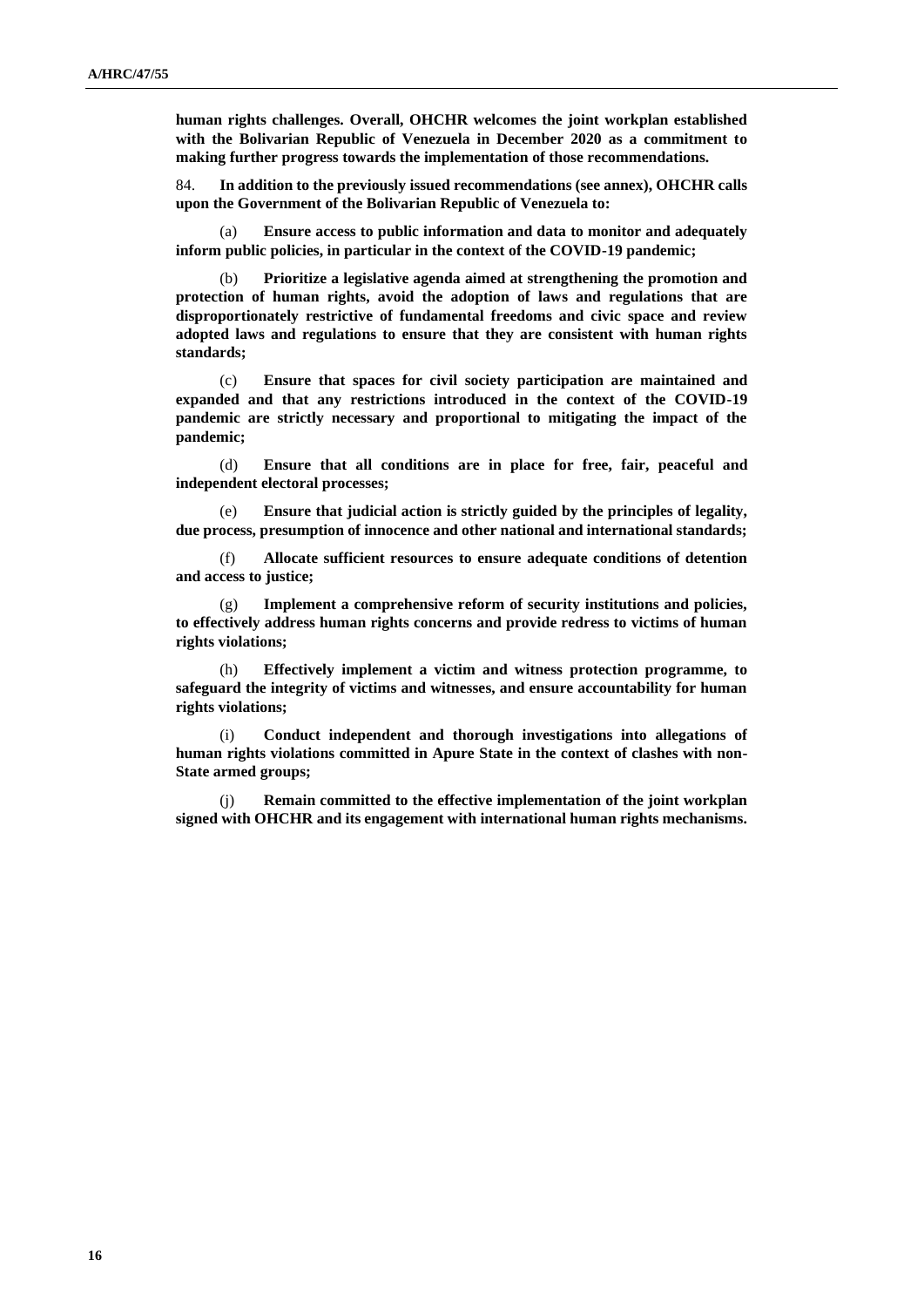**human rights challenges. Overall, OHCHR welcomes the joint workplan established with the Bolivarian Republic of Venezuela in December 2020 as a commitment to making further progress towards the implementation of those recommendations.**

84. **In addition to the previously issued recommendations (see annex), OHCHR calls upon the Government of the Bolivarian Republic of Venezuela to:**

(a) **Ensure access to public information and data to monitor and adequately inform public policies, in particular in the context of the COVID-19 pandemic;**

(b) **Prioritize a legislative agenda aimed at strengthening the promotion and protection of human rights, avoid the adoption of laws and regulations that are disproportionately restrictive of fundamental freedoms and civic space and review adopted laws and regulations to ensure that they are consistent with human rights standards;**

(c) **Ensure that spaces for civil society participation are maintained and expanded and that any restrictions introduced in the context of the COVID-19 pandemic are strictly necessary and proportional to mitigating the impact of the pandemic;**

(d) **Ensure that all conditions are in place for free, fair, peaceful and independent electoral processes;**

(e) **Ensure that judicial action is strictly guided by the principles of legality, due process, presumption of innocence and other national and international standards;**

(f) **Allocate sufficient resources to ensure adequate conditions of detention and access to justice;**

(g) **Implement a comprehensive reform of security institutions and policies, to effectively address human rights concerns and provide redress to victims of human rights violations;**

(h) **Effectively implement a victim and witness protection programme, to safeguard the integrity of victims and witnesses, and ensure accountability for human rights violations;**

(i) **Conduct independent and thorough investigations into allegations of human rights violations committed in Apure State in the context of clashes with non-State armed groups;**

(j) **Remain committed to the effective implementation of the joint workplan signed with OHCHR and its engagement with international human rights mechanisms.**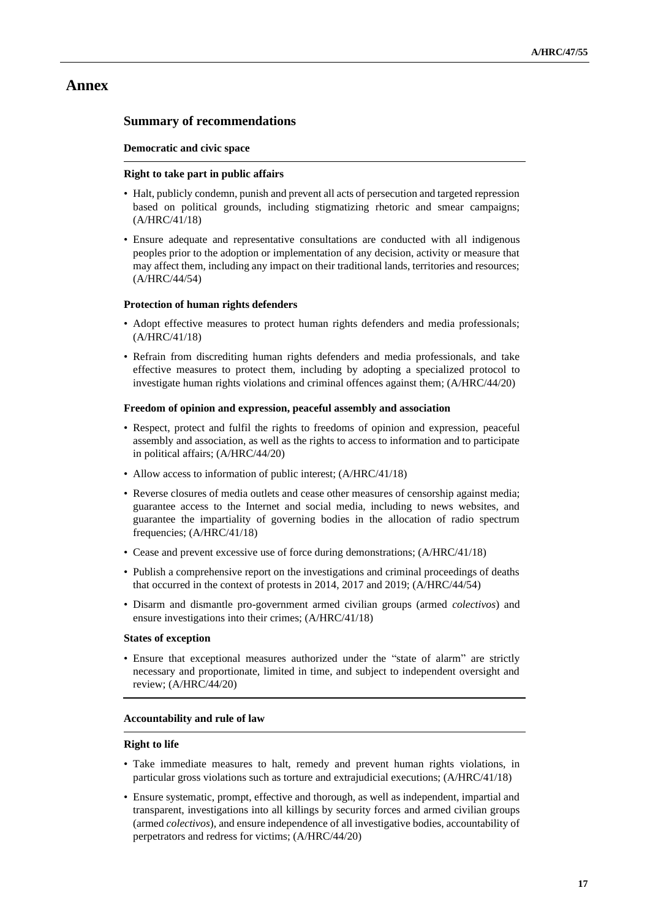# Annex

## Summary of recommendations

**Democratic and civic space**

**Right to take part in public affairs**

- Halt, publicly condemn, punish and prevent all acts of persecution and targeted repression based on political grounds, including stigmatizing rhetoric and smear campaigns; (A/HRC/41/18)
- Ensure adequate and representative consultations are conducted with all indigenous peoples prior to the adoption or implementation of any decision, activity or measure that may affect them, including any impact on their traditional lands, territories and resources; (A/HRC/44/54)

**Protection of human rights defenders**

- Adopt effective measures to protect human rights defenders and media professionals; (A/HRC/41/18)
- Refrain from discrediting human rights defenders and media professionals, and take effective measures to protect them, including by adopting a specialized protocol to investigate human rights violations and criminal offences against them; (A/HRC/44/20)

**Freedom of opinion and expression, peaceful assembly and association**

- Respect, protect and fulfil the rights to freedoms of opinion and expression, peaceful assembly and association, as well as the rights to access to information and to participate in political affairs; (A/HRC/44/20)
- Allow access to information of public interest; (A/HRC/41/18)
- Reverse closures of media outlets and cease other measures of censorship against media; guarantee access to the Internet and social media, including to news websites, and guarantee the impartiality of governing bodies in the allocation of radio spectrum frequencies; (A/HRC/41/18)
- Cease and prevent excessive use of force during demonstrations; (A/HRC/41/18)
- Publish a comprehensive report on the investigations and criminal proceedings of deaths that occurred in the context of protests in 2014, 2017 and 2019; (A/HRC/44/54)
- Disarm and dismantle pro-government armed civilian groups (armed *colectivos*) and ensure investigations into their crimes; (A/HRC/41/18)

**States of exception**

- Ensure that exceptional measures authorized under the "state of alarm" are strictly necessary and proportionate, limited in time, and subject to independent oversight and review; (A/HRC/44/20)

**Accountability and rule of law**

**Right to life**

- Take immediate measures to halt, remedy and prevent human rights violations, in particular gross violations such as torture and extrajudicial executions; (A/HRC/41/18)
- Ensure systematic, prompt, effective and thorough, as well as independent, impartial and transparent, investigations into all killings by security forces and armed civilian groups (armed *colectivos*), and ensure independence of all investigative bodies, accountability of perpetrators and redress for victims; (A/HRC/44/20)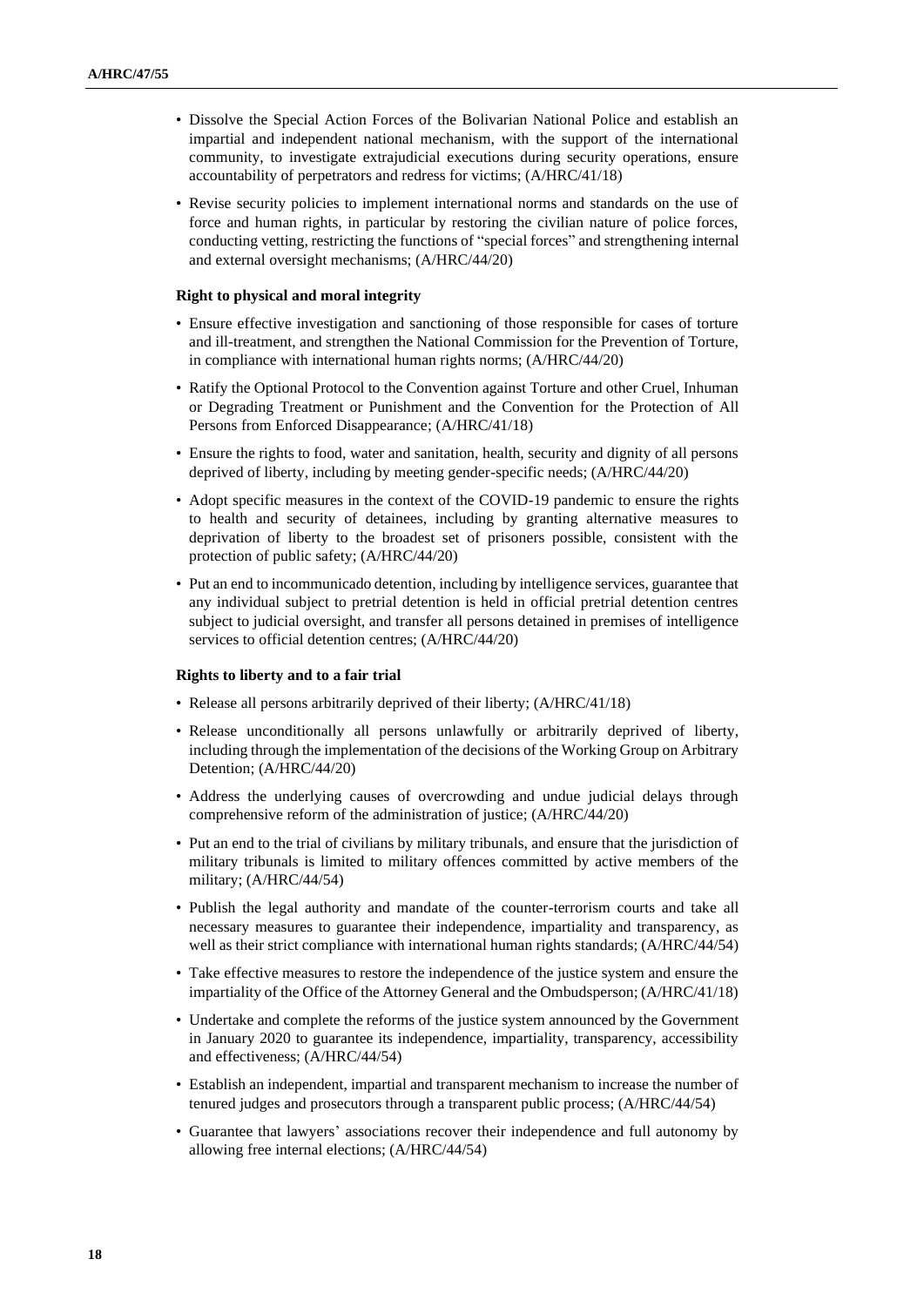- Dissolve the Special Action Forces of the Bolivarian National Police and establish an impartial and independent national mechanism, with the support of the international community, to investigate extrajudicial executions during security operations, ensure accountability of perpetrators and redress for victims; (A/HRC/41/18)
- Revise security policies to implement international norms and standards on the use of force and human rights, in particular by restoring the civilian nature of police forces, conducting vetting, restricting the functions of "special forces" and strengthening internal and external oversight mechanisms; (A/HRC/44/20)

#### Right to physical and moral integrity

- Ensure effective investigation and sanctioning of those responsible for cases of torture and ill-treatment, and strengthen the National Commission for the Prevention of Torture, in compliance with international human rights norms; (A/HRC/44/20)
- Ratify the Optional Protocol to the Convention against Torture and other Cruel, Inhuman or Degrading Treatment or Punishment and the Convention for the Protection of All Persons from Enforced Disappearance; (A/HRC/41/18)
- Ensure the rights to food, water and sanitation, health, security and dignity of all persons deprived of liberty, including by meeting gender-specific needs; (A/HRC/44/20)
- Adopt specific measures in the context of the COVID-19 pandemic to ensure the rights to health and security of detainees, including by granting alternative measures to deprivation of liberty to the broadest set of prisoners possible, consistent with the protection of public safety; (A/HRC/44/20)
- Put an end to incommunicado detention, including by intelligence services, guarantee that any individual subject to pretrial detention is held in official pretrial detention centres subject to judicial oversight, and transfer all persons detained in premises of intelligence services to official detention centres; (A/HRC/44/20)

#### Rights to liberty and to a fair trial

- Release all persons arbitrarily deprived of their liberty; (A/HRC/41/18)
- Release unconditionally all persons unlawfully or arbitrarily deprived of liberty, including through the implementation of the decisions of the Working Group on Arbitrary Detention; (A/HRC/44/20)
- Address the underlying causes of overcrowding and undue judicial delays through comprehensive reform of the administration of justice; (A/HRC/44/20)
- Put an end to the trial of civilians by military tribunals, and ensure that the jurisdiction of military tribunals is limited to military offences committed by active members of the military; (A/HRC/44/54)
- Publish the legal authority and mandate of the counter-terrorism courts and take all necessary measures to guarantee their independence, impartiality and transparency, as well as their strict compliance with international human rights standards; (A/HRC/44/54)
- Take effective measures to restore the independence of the justice system and ensure the impartiality of the Office of the Attorney General and the Ombudsperson; (A/HRC/41/18)
- Undertake and complete the reforms of the justice system announced by the Government in January 2020 to guarantee its independence, impartiality, transparency, accessibility and effectiveness; (A/HRC/44/54)
- Establish an independent, impartial and transparent mechanism to increase the number of tenured judges and prosecutors through a transparent public process; (A/HRC/44/54)
- Guarantee that lawyers' associations recover their independence and full autonomy by allowing free internal elections; (A/HRC/44/54)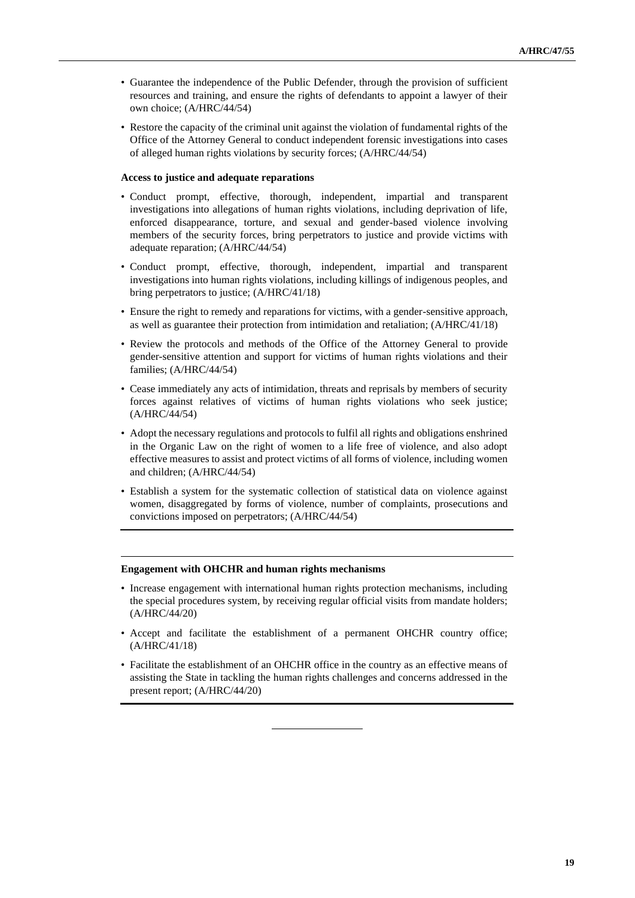- Guarantee the independence of the Public Defender, through the provision of sufficient resources and training, and ensure the rights of defendants to appoint a lawyer of their own choice; (A/HRC/44/54)
- Restore the capacity of the criminal unit against the violation of fundamental rights of the Office of the Attorney General to conduct independent forensic investigations into cases of alleged human rights violations by security forces; (A/HRC/44/54)

**Access to justice and adequate reparations**

- Conduct prompt, effective, thorough, independent, impartial and transparent investigations into allegations of human rights violations, including deprivation of life, enforced disappearance, torture, and sexual and gender-based violence involving members of the security forces, bring perpetrators to justice and provide victims with adequate reparation; (A/HRC/44/54)
- Conduct prompt, effective, thorough, independent, impartial and transparent investigations into human rights violations, including killings of indigenous peoples, and bring perpetrators to justice; (A/HRC/41/18)
- Ensure the right to remedy and reparations for victims, with a gender-sensitive approach, as well as guarantee their protection from intimidation and retaliation; (A/HRC/41/18)
- Review the protocols and methods of the Office of the Attorney General to provide gender-sensitive attention and support for victims of human rights violations and their families; (A/HRC/44/54)
- Cease immediately any acts of intimidation, threats and reprisals by members of security forces against relatives of victims of human rights violations who seek justice; (A/HRC/44/54)
- Adopt the necessary regulations and protocols to fulfil all rights and obligations enshrined in the Organic Law on the right of women to a life free of violence, and also adopt effective measures to assist and protect victims of all forms of violence, including women and children; (A/HRC/44/54)
- Establish a system for the systematic collection of statistical data on violence against women, disaggregated by forms of violence, number of complaints, prosecutions and convictions imposed on perpetrators; (A/HRC/44/54)

**Engagement with OHCHR and human rights mechanisms**

- Increase engagement with international human rights protection mechanisms, including the special procedures system, by receiving regular official visits from mandate holders; (A/HRC/44/20)
- Accept and facilitate the establishment of a permanent OHCHR country office; (A/HRC/41/18)
- Facilitate the establishment of an OHCHR office in the country as an effective means of assisting the State in tackling the human rights challenges and concerns addressed in the present report; (A/HRC/44/20)